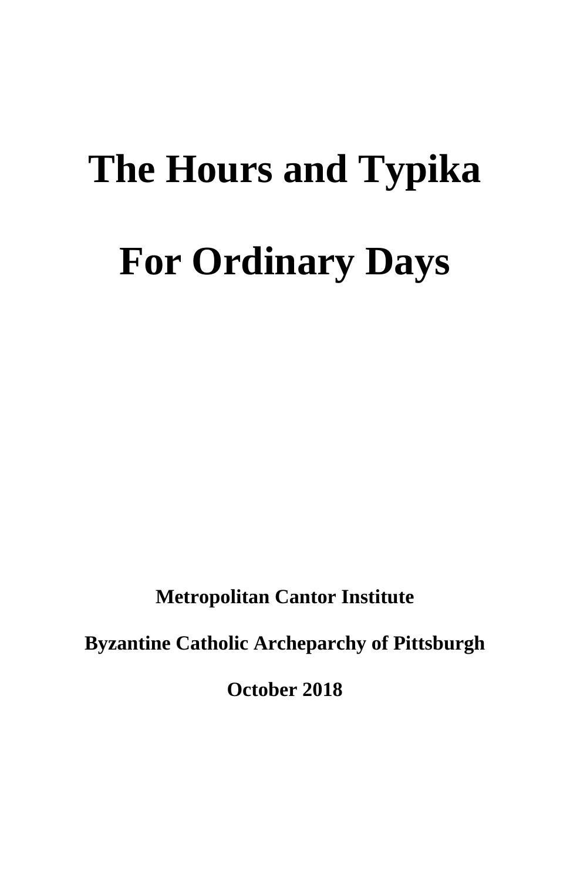# The Hours and Typika

# For Ordinary Days

**Metropolitan Cantor Institute**

**Byzantine Catholic Archeparchy of Pittsburgh**

**October 2018**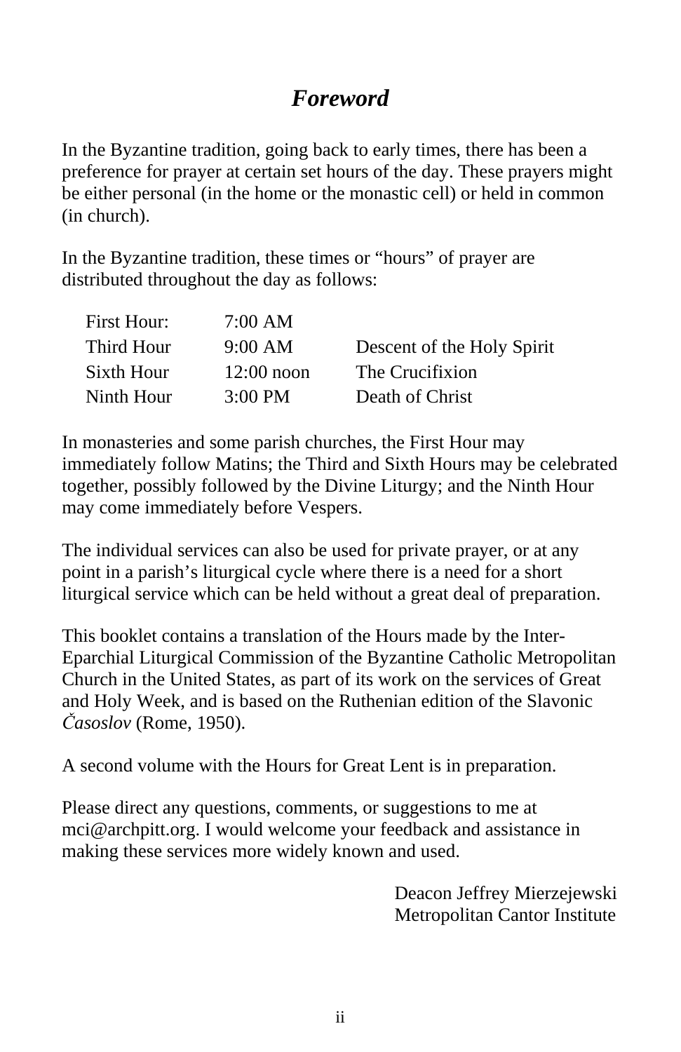# *Foreword*

In the Byzantine tradition, going back to early times, there has been a preference for prayer at certain set hours of the day. These prayers might be either personal (in the home or the monastic cell) or held in common (in church).

In the Byzantine tradition, these times or "hours" of prayer are distributed throughout the day as follows:

| | | |
|---|---|---|
| First Hour: | 7:00 AM | |
| Third Hour | 9:00 AM | Descent of the Holy Spirit |
| Sixth Hour | 12:00 noon | The Crucifixion |
| Ninth Hour | 3:00 PM | Death of Christ |

In monasteries and some parish churches, the First Hour may immediately follow Matins; the Third and Sixth Hours may be celebrated together, possibly followed by the Divine Liturgy; and the Ninth Hour may come immediately before Vespers.

The individual services can also be used for private prayer, or at any point in a parish's liturgical cycle where there is a need for a short liturgical service which can be held without a great deal of preparation.

This booklet contains a translation of the Hours made by the Inter-Eparchial Liturgical Commission of the Byzantine Catholic Metropolitan Church in the United States, as part of its work on the services of Great and Holy Week, and is based on the Ruthenian edition of the Slavonic *Časoslov* (Rome, 1950).

A second volume with the Hours for Great Lent is in preparation.

Please direct any questions, comments, or suggestions to me at mci@archpitt.org. I would welcome your feedback and assistance in making these services more widely known and used.

Deacon Jeffrey Mierzejewski
Metropolitan Cantor Institute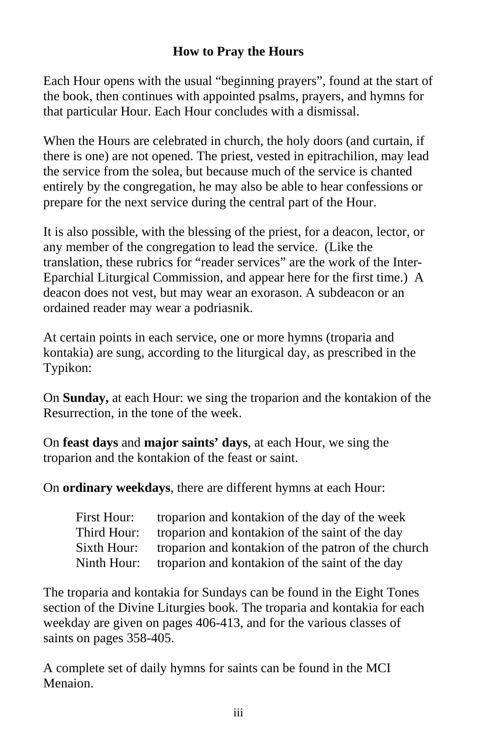## How to Pray the Hours

Each Hour opens with the usual “beginning prayers”, found at the start of the book, then continues with appointed psalms, prayers, and hymns for that particular Hour. Each Hour concludes with a dismissal.

When the Hours are celebrated in church, the holy doors (and curtain, if there is one) are not opened. The priest, vested in epitrachilion, may lead the service from the solea, but because much of the service is chanted entirely by the congregation, he may also be able to hear confessions or prepare for the next service during the central part of the Hour.

It is also possible, with the blessing of the priest, for a deacon, lector, or any member of the congregation to lead the service. (Like the translation, these rubrics for “reader services” are the work of the Inter-Eparchial Liturgical Commission, and appear here for the first time.) A deacon does not vest, but may wear an exorason. A subdeacon or an ordained reader may wear a podriasnik.

At certain points in each service, one or more hymns (troparia and kontakia) are sung, according to the liturgical day, as prescribed in the Typikon:

On **Sunday,** at each Hour: we sing the troparion and the kontakion of the Resurrection, in the tone of the week.

On **feast days** and **major saints’ days**, at each Hour, we sing the troparion and the kontakion of the feast or saint.

On **ordinary weekdays**, there are different hymns at each Hour:

| | |
|---|---|
| First Hour: | troparion and kontakion of the day of the week |
| Third Hour: | troparion and kontakion of the saint of the day |
| Sixth Hour: | troparion and kontakion of the patron of the church |
| Ninth Hour: | troparion and kontakion of the saint of the day |

The troparia and kontakia for Sundays can be found in the Eight Tones section of the Divine Liturgies book. The troparia and kontakia for each weekday are given on pages 406-413, and for the various classes of saints on pages 358-405.

A complete set of daily hymns for saints can be found in the MCI Menaion.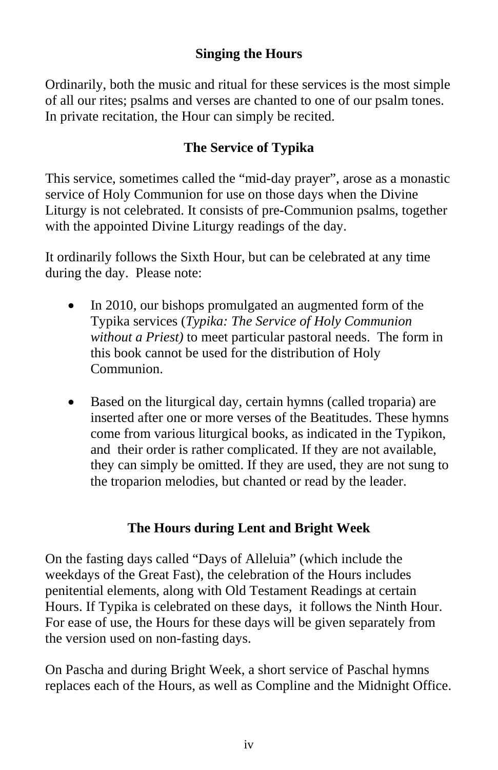## Singing the Hours

Ordinarily, both the music and ritual for these services is the most simple of all our rites; psalms and verses are chanted to one of our psalm tones. In private recitation, the Hour can simply be recited.

## The Service of Typika

This service, sometimes called the "mid-day prayer", arose as a monastic service of Holy Communion for use on those days when the Divine Liturgy is not celebrated. It consists of pre-Communion psalms, together with the appointed Divine Liturgy readings of the day.

It ordinarily follows the Sixth Hour, but can be celebrated at any time during the day. Please note:

- In 2010, our bishops promulgated an augmented form of the Typika services (*Typika: The Service of Holy Communion without a Priest)* to meet particular pastoral needs. The form in this book cannot be used for the distribution of Holy Communion.

- Based on the liturgical day, certain hymns (called troparia) are inserted after one or more verses of the Beatitudes. These hymns come from various liturgical books, as indicated in the Typikon, and their order is rather complicated. If they are not available, they can simply be omitted. If they are used, they are not sung to the troparion melodies, but chanted or read by the leader.

## The Hours during Lent and Bright Week

On the fasting days called "Days of Alleluia" (which include the weekdays of the Great Fast), the celebration of the Hours includes penitential elements, along with Old Testament Readings at certain Hours. If Typika is celebrated on these days, it follows the Ninth Hour. For ease of use, the Hours for these days will be given separately from the version used on non-fasting days.

On Pascha and during Bright Week, a short service of Paschal hymns replaces each of the Hours, as well as Compline and the Midnight Office.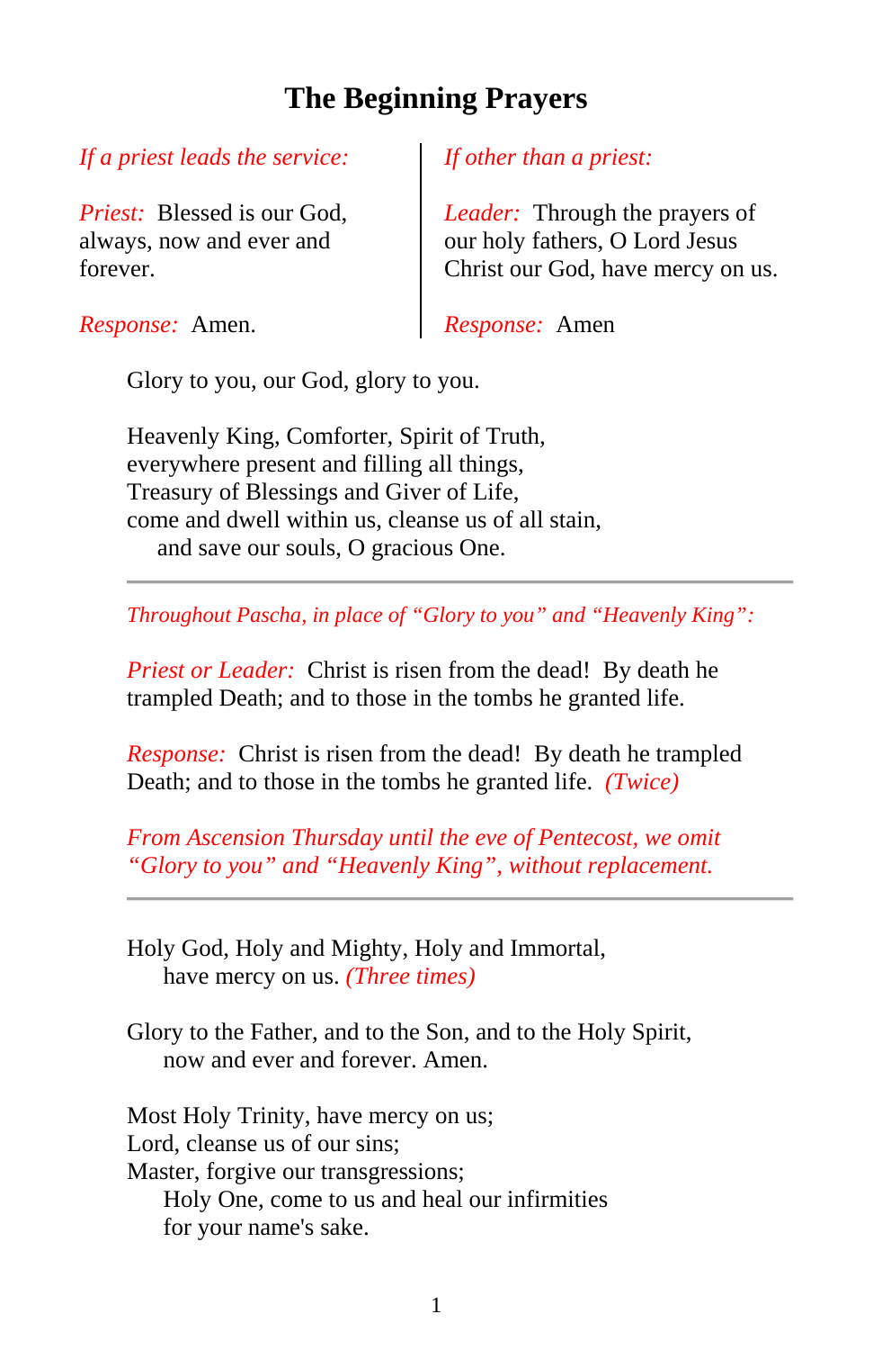# The Beginning Prayers

*If a priest leads the service:*

*Priest:* Blessed is our God, always, now and ever and forever.

*Response:* Amen.

*If other than a priest:*

*Leader:* Through the prayers of our holy fathers, O Lord Jesus Christ our God, have mercy on us.

*Response:* Amen

Glory to you, our God, glory to you.

Heavenly King, Comforter, Spirit of Truth,
everywhere present and filling all things,
Treasury of Blessings and Giver of Life,
come and dwell within us, cleanse us of all stain,
and save our souls, O gracious One.

---

*Throughout Pascha, in place of "Glory to you" and "Heavenly King":*

*Priest or Leader:* Christ is risen from the dead! By death he trampled Death; and to those in the tombs he granted life.

*Response:* Christ is risen from the dead! By death he trampled Death; and to those in the tombs he granted life. *(Twice)*

*From Ascension Thursday until the eve of Pentecost, we omit "Glory to you" and "Heavenly King", without replacement.*

---

Holy God, Holy and Mighty, Holy and Immortal,
have mercy on us. *(Three times)*

Glory to the Father, and to the Son, and to the Holy Spirit,
now and ever and forever. Amen.

Most Holy Trinity, have mercy on us;
Lord, cleanse us of our sins;
Master, forgive our transgressions;
Holy One, come to us and heal our infirmities
for your name's sake.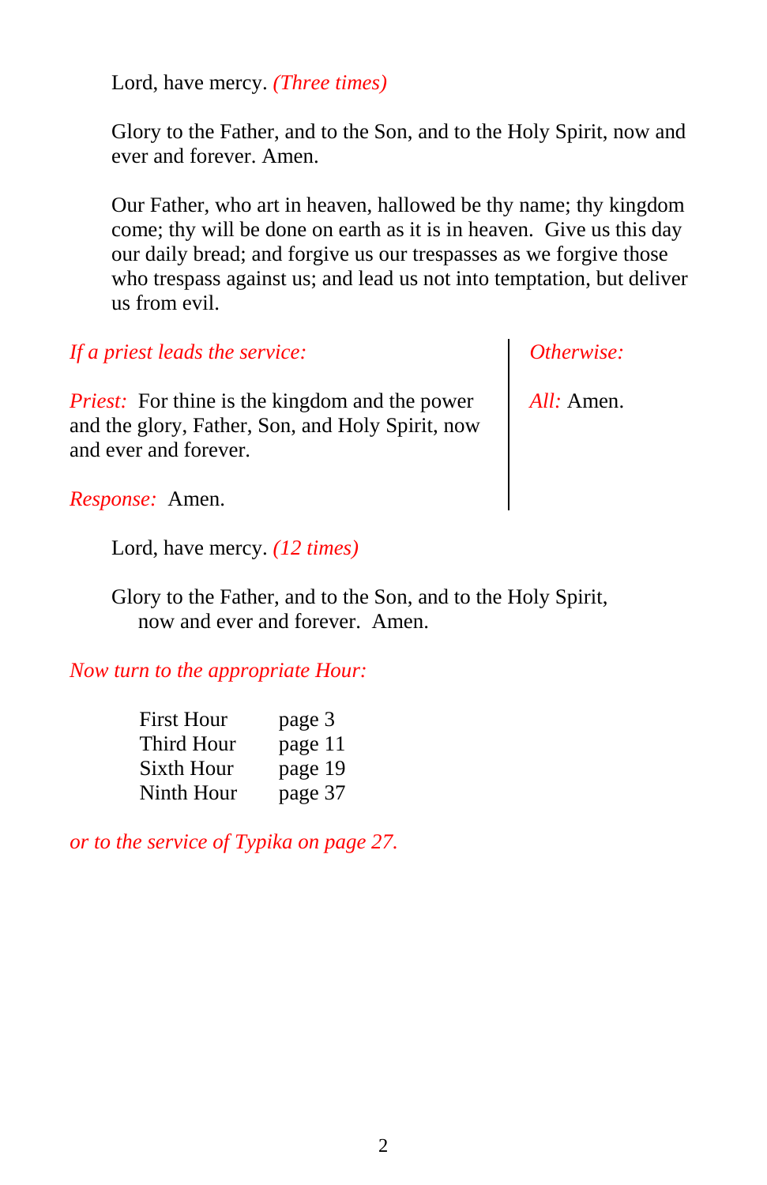Lord, have mercy. *(Three times)*

Glory to the Father, and to the Son, and to the Holy Spirit, now and ever and forever. Amen.

Our Father, who art in heaven, hallowed be thy name; thy kingdom come; thy will be done on earth as it is in heaven. Give us this day our daily bread; and forgive us our trespasses as we forgive those who trespass against us; and lead us not into temptation, but deliver us from evil.

*If a priest leads the service:*

*Priest:* For thine is the kingdom and the power and the glory, Father, Son, and Holy Spirit, now and ever and forever.

*Response:* Amen.

*Otherwise:*

*All:* Amen.

Lord, have mercy. *(12 times)*

Glory to the Father, and to the Son, and to the Holy Spirit, now and ever and forever. Amen.

*Now turn to the appropriate Hour:*

| | |
|---|---|
| First Hour | page 3 |
| Third Hour | page 11 |
| Sixth Hour | page 19 |
| Ninth Hour | page 37 |

*or to the service of Typika on page 27.*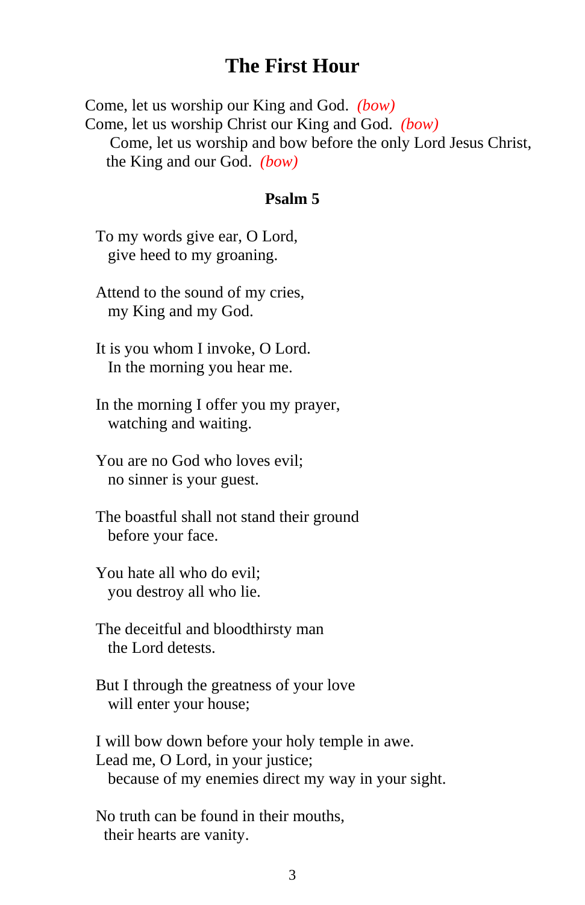# The First Hour

Come, let us worship our King and God. *(bow)*
Come, let us worship Christ our King and God. *(bow)*
Come, let us worship and bow before the only Lord Jesus Christ, the King and our God. *(bow)*

### Psalm 5

To my words give ear, O Lord,
give heed to my groaning.

Attend to the sound of my cries,
my King and my God.

It is you whom I invoke, O Lord.
In the morning you hear me.

In the morning I offer you my prayer,
watching and waiting.

You are no God who loves evil;
no sinner is your guest.

The boastful shall not stand their ground
before your face.

You hate all who do evil;
you destroy all who lie.

The deceitful and bloodthirsty man
the Lord detests.

But I through the greatness of your love
will enter your house;

I will bow down before your holy temple in awe.
Lead me, O Lord, in your justice;
because of my enemies direct my way in your sight.

No truth can be found in their mouths,
their hearts are vanity.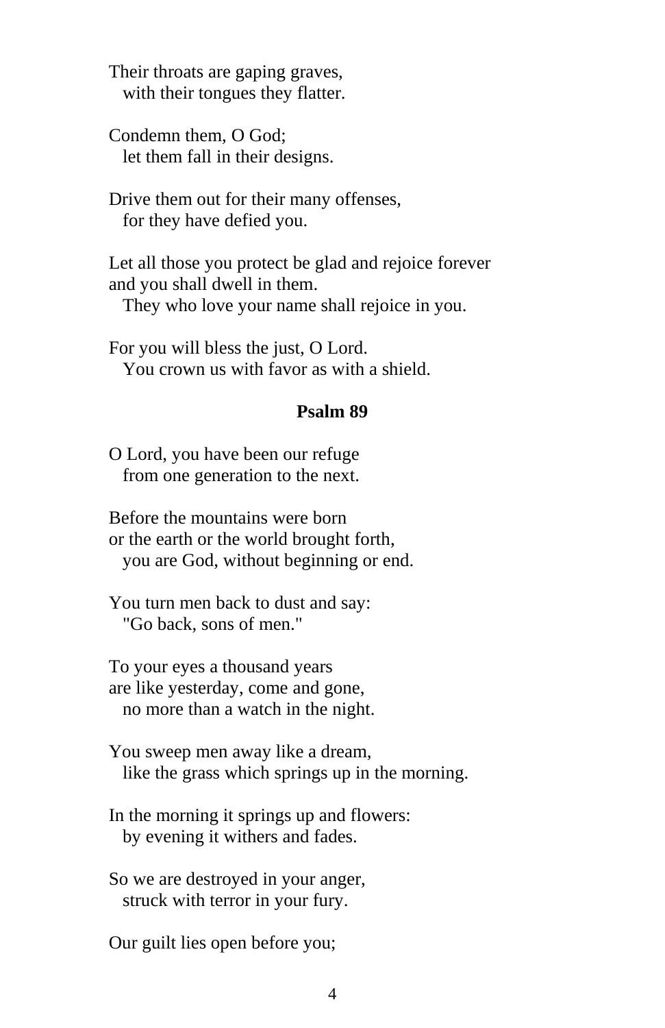Their throats are gaping graves,
  with their tongues they flatter.

Condemn them, O God;
  let them fall in their designs.

Drive them out for their many offenses,
  for they have defied you.

Let all those you protect be glad and rejoice forever
and you shall dwell in them.
  They who love your name shall rejoice in you.

For you will bless the just, O Lord.
  You crown us with favor as with a shield.

## Psalm 89

O Lord, you have been our refuge
  from one generation to the next.

Before the mountains were born
or the earth or the world brought forth,
  you are God, without beginning or end.

You turn men back to dust and say:
  "Go back, sons of men."

To your eyes a thousand years
are like yesterday, come and gone,
  no more than a watch in the night.

You sweep men away like a dream,
  like the grass which springs up in the morning.

In the morning it springs up and flowers:
  by evening it withers and fades.

So we are destroyed in your anger,
  struck with terror in your fury.

Our guilt lies open before you;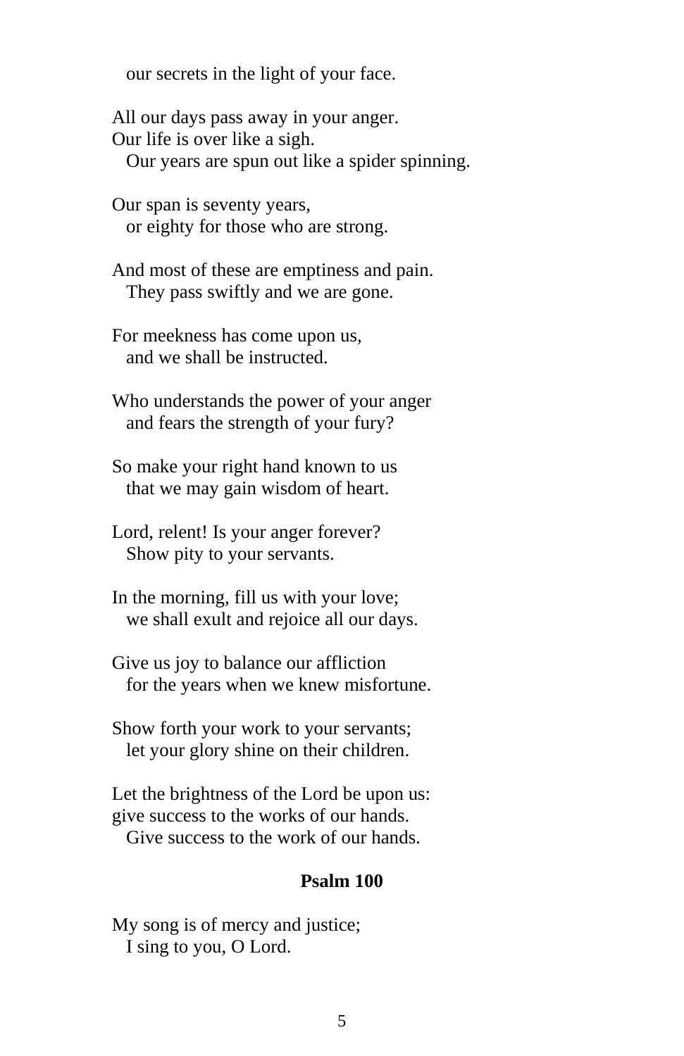our secrets in the light of your face.

All our days pass away in your anger.
Our life is over like a sigh.
Our years are spun out like a spider spinning.

Our span is seventy years,
or eighty for those who are strong.

And most of these are emptiness and pain.
They pass swiftly and we are gone.

For meekness has come upon us,
and we shall be instructed.

Who understands the power of your anger
and fears the strength of your fury?

So make your right hand known to us
that we may gain wisdom of heart.

Lord, relent! Is your anger forever?
Show pity to your servants.

In the morning, fill us with your love;
we shall exult and rejoice all our days.

Give us joy to balance our affliction
for the years when we knew misfortune.

Show forth your work to your servants;
let your glory shine on their children.

Let the brightness of the Lord be upon us:
give success to the works of our hands.
Give success to the work of our hands.

## Psalm 100

My song is of mercy and justice;
I sing to you, O Lord.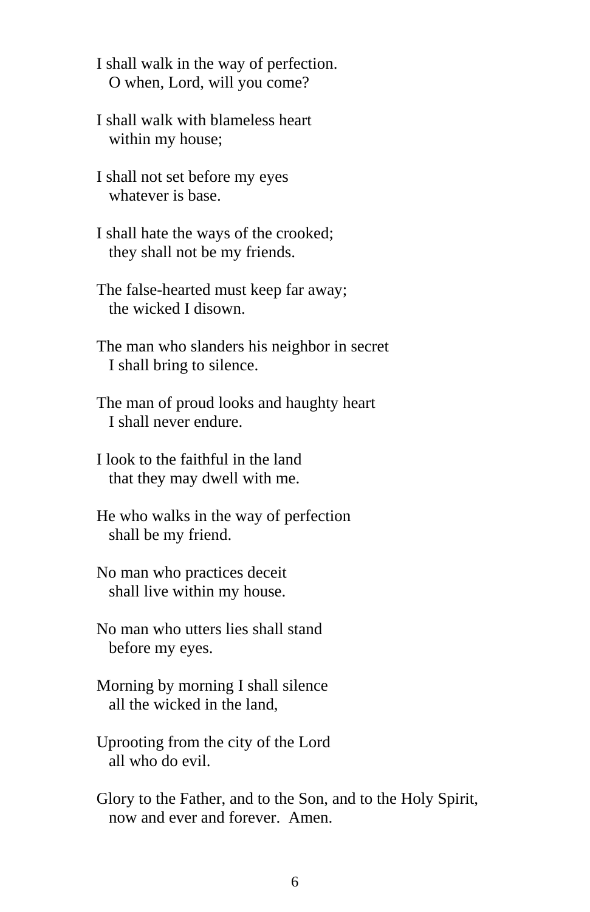I shall walk in the way of perfection.  
   O when, Lord, will you come?

I shall walk with blameless heart  
   within my house;

I shall not set before my eyes  
   whatever is base.

I shall hate the ways of the crooked;  
   they shall not be my friends.

The false-hearted must keep far away;  
   the wicked I disown.

The man who slanders his neighbor in secret  
   I shall bring to silence.

The man of proud looks and haughty heart  
   I shall never endure.

I look to the faithful in the land  
   that they may dwell with me.

He who walks in the way of perfection  
   shall be my friend.

No man who practices deceit  
   shall live within my house.

No man who utters lies shall stand  
   before my eyes.

Morning by morning I shall silence  
   all the wicked in the land,

Uprooting from the city of the Lord  
   all who do evil.

Glory to the Father, and to the Son, and to the Holy Spirit,  
   now and ever and forever.  Amen.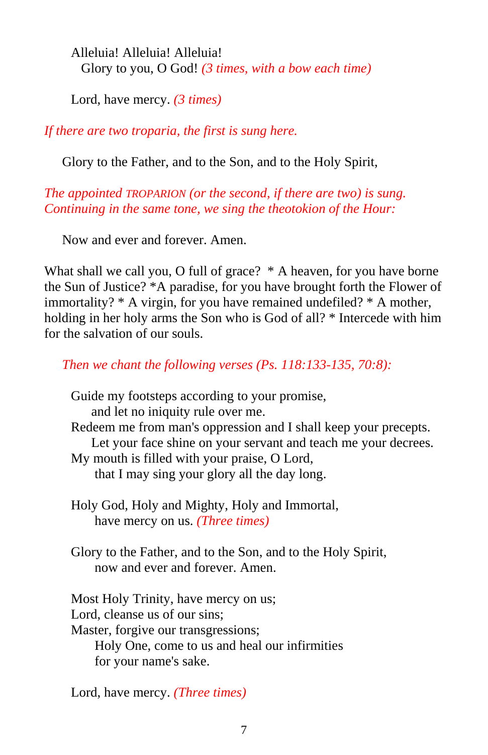Alleluia! Alleluia! Alleluia!
Glory to you, O God! *(3 times, with a bow each time)*

Lord, have mercy. *(3 times)*

*If there are two troparia, the first is sung here.*

Glory to the Father, and to the Son, and to the Holy Spirit,

*The appointed TROPARION (or the second, if there are two) is sung. Continuing in the same tone, we sing the theotokion of the Hour:*

Now and ever and forever. Amen.

What shall we call you, O full of grace? * A heaven, for you have borne the Sun of Justice? *A paradise, for you have brought forth the Flower of immortality? * A virgin, for you have remained undefiled? * A mother, holding in her holy arms the Son who is God of all? * Intercede with him for the salvation of our souls.

*Then we chant the following verses (Ps. 118:133-135, 70:8):*

Guide my footsteps according to your promise,
and let no iniquity rule over me.
Redeem me from man's oppression and I shall keep your precepts.
Let your face shine on your servant and teach me your decrees.
My mouth is filled with your praise, O Lord,
that I may sing your glory all the day long.

Holy God, Holy and Mighty, Holy and Immortal,
have mercy on us. *(Three times)*

Glory to the Father, and to the Son, and to the Holy Spirit,
now and ever and forever. Amen.

Most Holy Trinity, have mercy on us;
Lord, cleanse us of our sins;
Master, forgive our transgressions;
Holy One, come to us and heal our infirmities
for your name's sake.

Lord, have mercy. *(Three times)*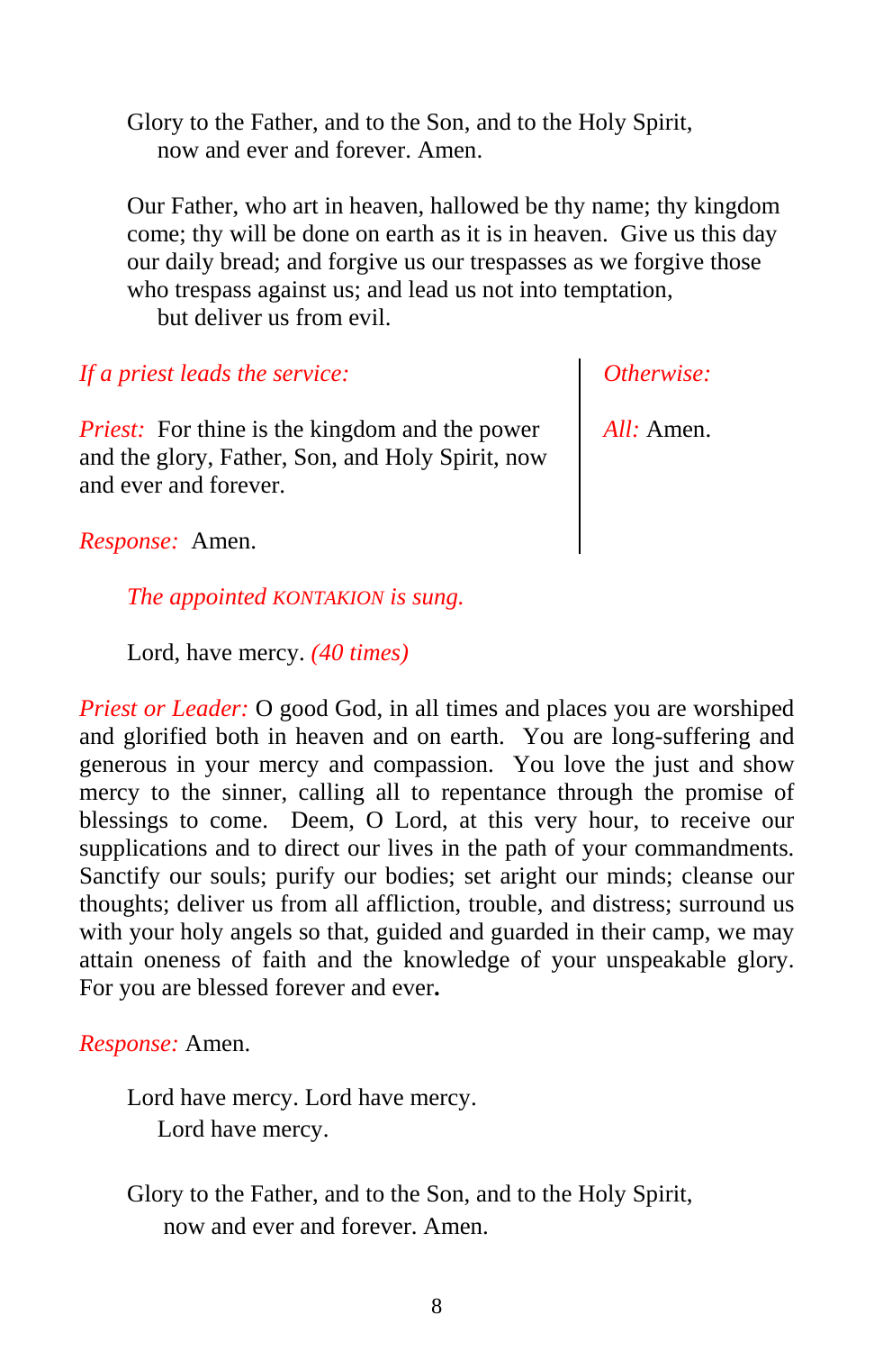Glory to the Father, and to the Son, and to the Holy Spirit,
now and ever and forever. Amen.

Our Father, who art in heaven, hallowed be thy name; thy kingdom come; thy will be done on earth as it is in heaven. Give us this day our daily bread; and forgive us our trespasses as we forgive those who trespass against us; and lead us not into temptation,
but deliver us from evil.

*If a priest leads the service:*

*Priest:* For thine is the kingdom and the power and the glory, Father, Son, and Holy Spirit, now and ever and forever.

*Response:* Amen.

*Otherwise:*

*All:* Amen.

*The appointed* KONTAKION *is sung.*

Lord, have mercy. *(40 times)*

*Priest or Leader:* O good God, in all times and places you are worshiped and glorified both in heaven and on earth. You are long-suffering and generous in your mercy and compassion. You love the just and show mercy to the sinner, calling all to repentance through the promise of blessings to come. Deem, O Lord, at this very hour, to receive our supplications and to direct our lives in the path of your commandments. Sanctify our souls; purify our bodies; set aright our minds; cleanse our thoughts; deliver us from all affliction, trouble, and distress; surround us with your holy angels so that, guided and guarded in their camp, we may attain oneness of faith and the knowledge of your unspeakable glory. For you are blessed forever and ever.

*Response:* Amen.

Lord have mercy. Lord have mercy.
Lord have mercy.

Glory to the Father, and to the Son, and to the Holy Spirit,
now and ever and forever. Amen.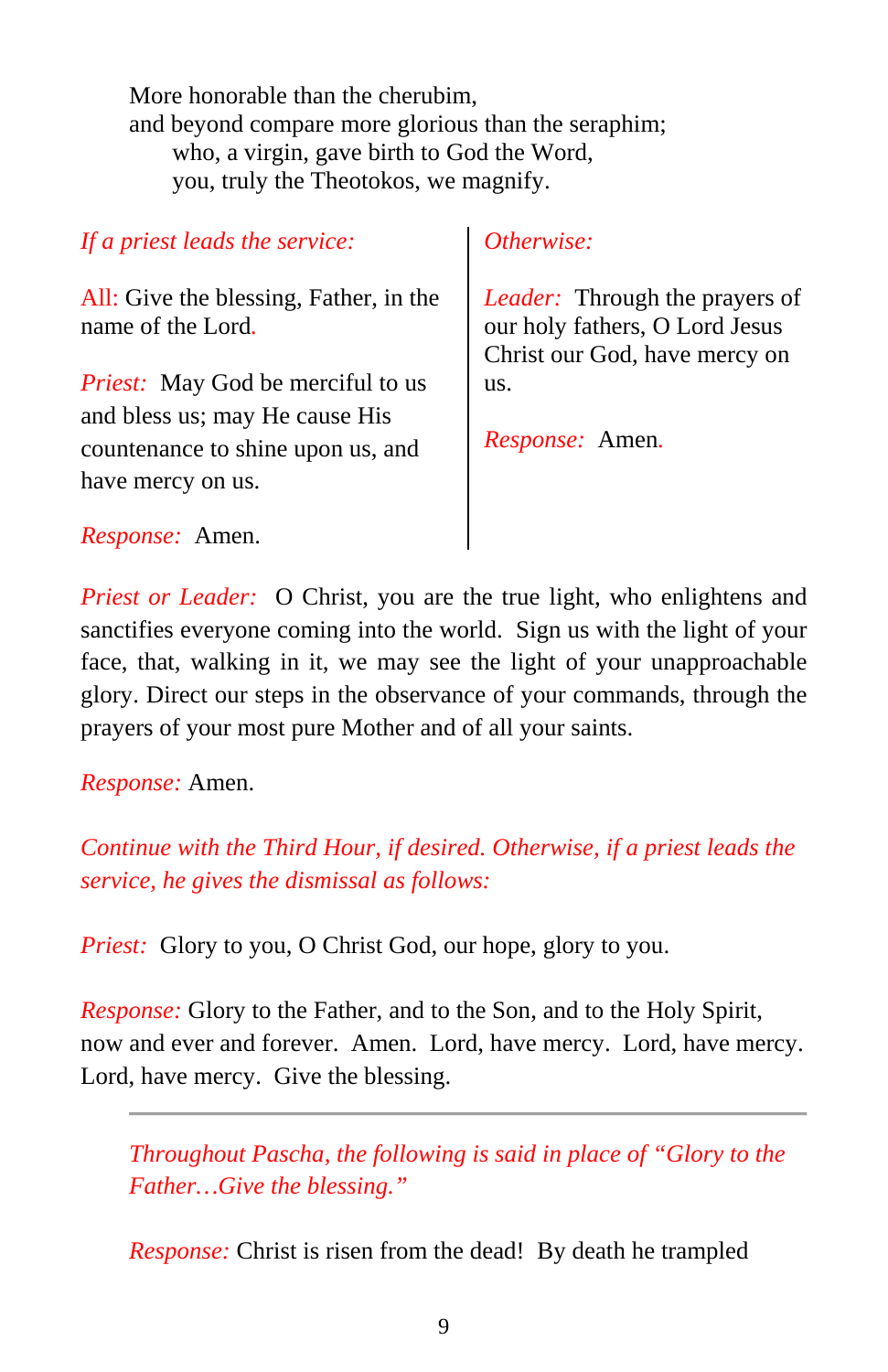More honorable than the cherubim,  
and beyond compare more glorious than the seraphim;  
who, a virgin, gave birth to God the Word,  
you, truly the Theotokos, we magnify.

*If a priest leads the service:*

*All:* Give the blessing, Father, in the name of the Lord.

*Priest:* May God be merciful to us and bless us; may He cause His countenance to shine upon us, and have mercy on us.

*Response:* Amen.

*Otherwise:*

*Leader:* Through the prayers of our holy fathers, O Lord Jesus Christ our God, have mercy on us.

*Response:* Amen.

*Priest or Leader:* O Christ, you are the true light, who enlightens and sanctifies everyone coming into the world. Sign us with the light of your face, that, walking in it, we may see the light of your unapproachable glory. Direct our steps in the observance of your commands, through the prayers of your most pure Mother and of all your saints.

*Response:* Amen.

*Continue with the Third Hour, if desired. Otherwise, if a priest leads the service, he gives the dismissal as follows:*

*Priest:* Glory to you, O Christ God, our hope, glory to you.

*Response:* Glory to the Father, and to the Son, and to the Holy Spirit, now and ever and forever. Amen. Lord, have mercy. Lord, have mercy. Lord, have mercy. Give the blessing.

---

*Throughout Pascha, the following is said in place of "Glory to the Father…Give the blessing."*

*Response:* Christ is risen from the dead! By death he trampled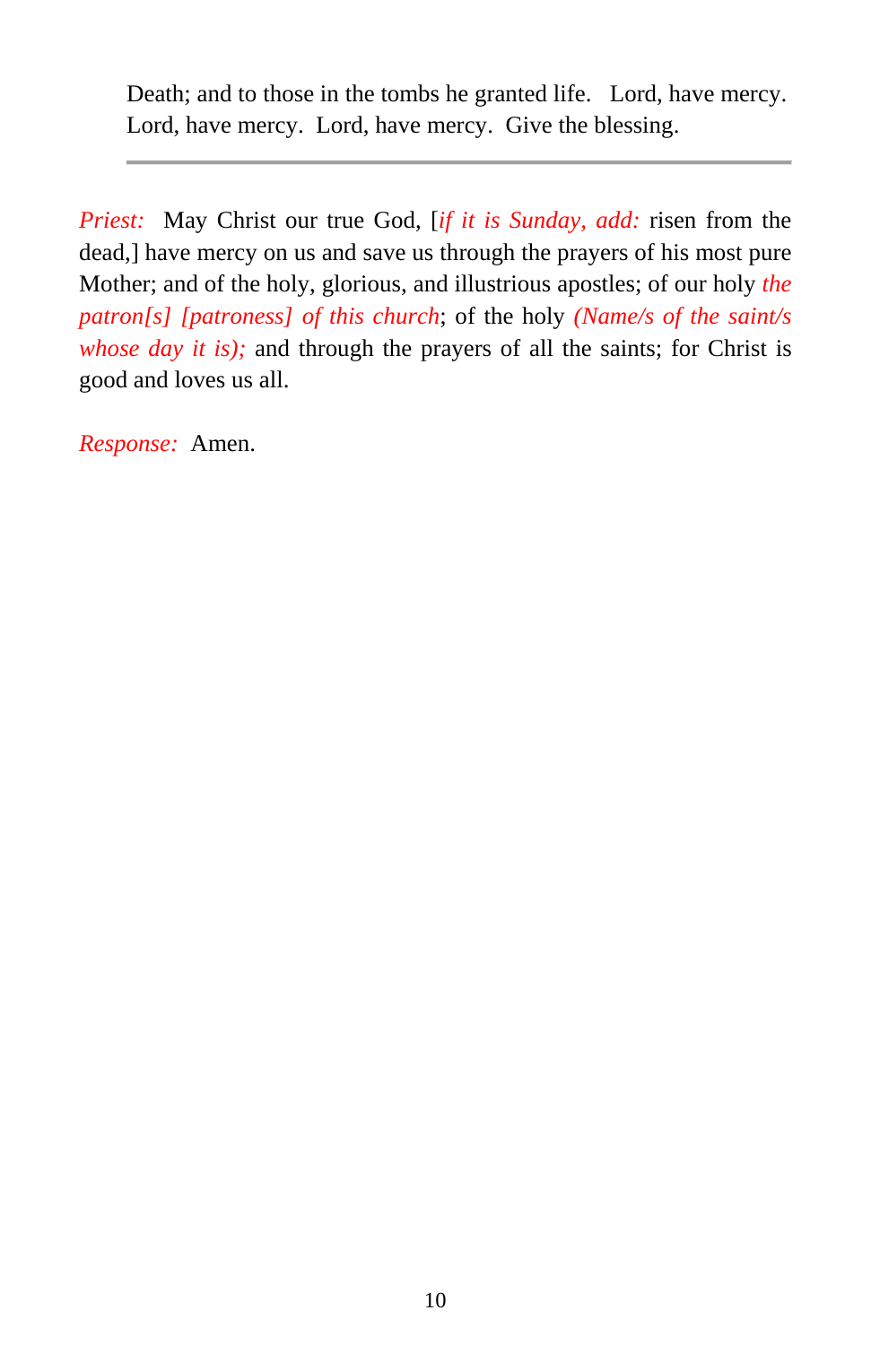Death; and to those in the tombs he granted life. Lord, have mercy. Lord, have mercy. Lord, have mercy. Give the blessing.

---

*Priest:* May Christ our true God, [*if it is Sunday, add:* risen from the dead,] have mercy on us and save us through the prayers of his most pure Mother; and of the holy, glorious, and illustrious apostles; of our holy *the patron[s] [patroness] of this church*; of the holy *(Name/s of the saint/s whose day it is);* and through the prayers of all the saints; for Christ is good and loves us all.

*Response:* Amen.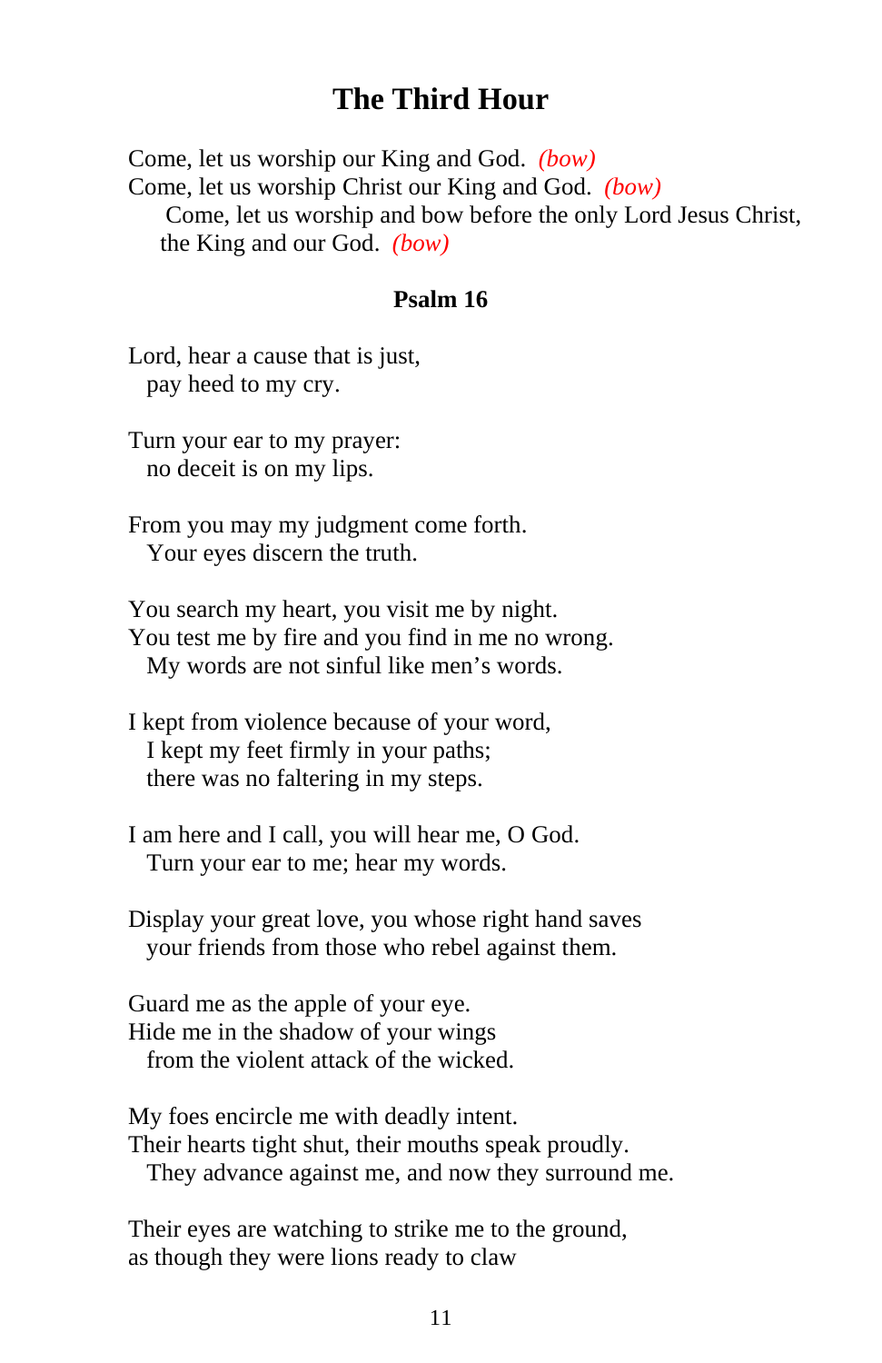# The Third Hour

Come, let us worship our King and God. *(bow)*
Come, let us worship Christ our King and God. *(bow)*
Come, let us worship and bow before the only Lord Jesus Christ, the King and our God. *(bow)*

### Psalm 16

Lord, hear a cause that is just,
pay heed to my cry.

Turn your ear to my prayer:
no deceit is on my lips.

From you may my judgment come forth.
Your eyes discern the truth.

You search my heart, you visit me by night.
You test me by fire and you find in me no wrong.
My words are not sinful like men's words.

I kept from violence because of your word,
I kept my feet firmly in your paths;
there was no faltering in my steps.

I am here and I call, you will hear me, O God.
Turn your ear to me; hear my words.

Display your great love, you whose right hand saves
your friends from those who rebel against them.

Guard me as the apple of your eye.
Hide me in the shadow of your wings
from the violent attack of the wicked.

My foes encircle me with deadly intent.
Their hearts tight shut, their mouths speak proudly.
They advance against me, and now they surround me.

Their eyes are watching to strike me to the ground,
as though they were lions ready to claw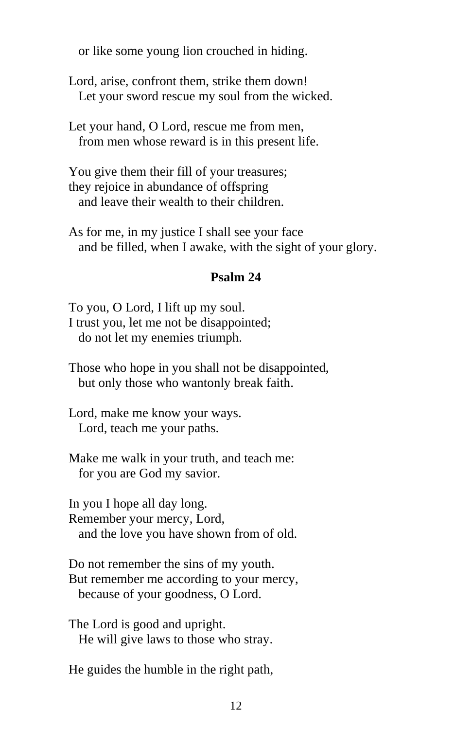or like some young lion crouched in hiding.

Lord, arise, confront them, strike them down!
Let your sword rescue my soul from the wicked.

Let your hand, O Lord, rescue me from men,
from men whose reward is in this present life.

You give them their fill of your treasures;
they rejoice in abundance of offspring
and leave their wealth to their children.

As for me, in my justice I shall see your face
and be filled, when I awake, with the sight of your glory.

## Psalm 24

To you, O Lord, I lift up my soul.
I trust you, let me not be disappointed;
do not let my enemies triumph.

Those who hope in you shall not be disappointed,
but only those who wantonly break faith.

Lord, make me know your ways.
Lord, teach me your paths.

Make me walk in your truth, and teach me:
for you are God my savior.

In you I hope all day long.
Remember your mercy, Lord,
and the love you have shown from of old.

Do not remember the sins of my youth.
But remember me according to your mercy,
because of your goodness, O Lord.

The Lord is good and upright.
He will give laws to those who stray.

He guides the humble in the right path,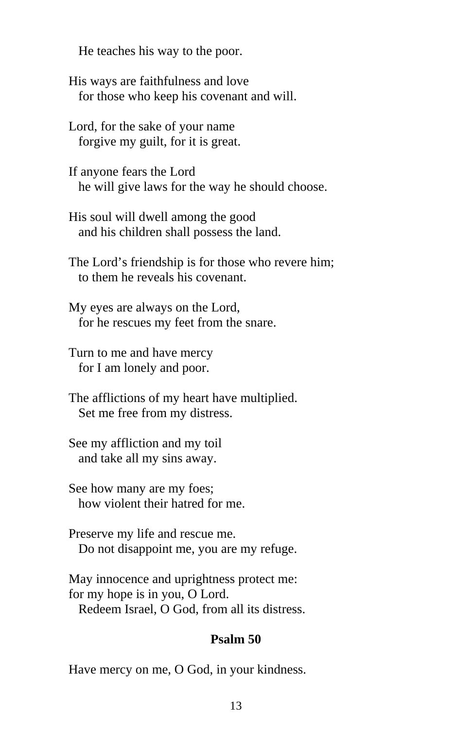He teaches his way to the poor.

His ways are faithfulness and love
for those who keep his covenant and will.

Lord, for the sake of your name
forgive my guilt, for it is great.

If anyone fears the Lord
he will give laws for the way he should choose.

His soul will dwell among the good
and his children shall possess the land.

The Lord's friendship is for those who revere him;
to them he reveals his covenant.

My eyes are always on the Lord,
for he rescues my feet from the snare.

Turn to me and have mercy
for I am lonely and poor.

The afflictions of my heart have multiplied.
Set me free from my distress.

See my affliction and my toil
and take all my sins away.

See how many are my foes;
how violent their hatred for me.

Preserve my life and rescue me.
Do not disappoint me, you are my refuge.

May innocence and uprightness protect me:
for my hope is in you, O Lord.
Redeem Israel, O God, from all its distress.

## Psalm 50

Have mercy on me, O God, in your kindness.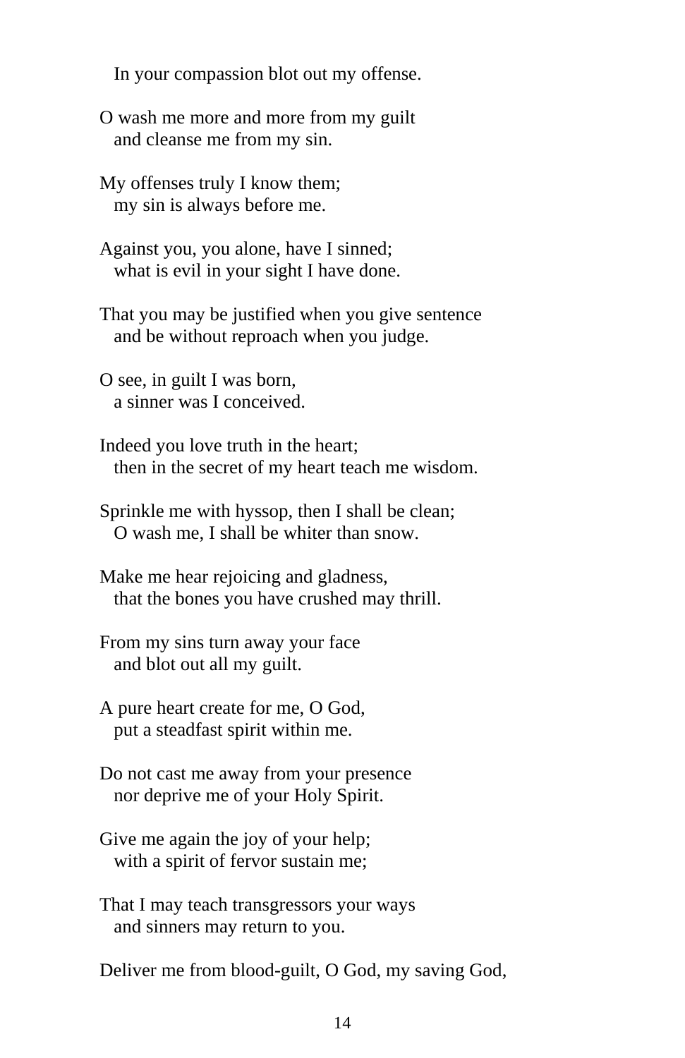In your compassion blot out my offense.

O wash me more and more from my guilt
and cleanse me from my sin.

My offenses truly I know them;
my sin is always before me.

Against you, you alone, have I sinned;
what is evil in your sight I have done.

That you may be justified when you give sentence
and be without reproach when you judge.

O see, in guilt I was born,
a sinner was I conceived.

Indeed you love truth in the heart;
then in the secret of my heart teach me wisdom.

Sprinkle me with hyssop, then I shall be clean;
O wash me, I shall be whiter than snow.

Make me hear rejoicing and gladness,
that the bones you have crushed may thrill.

From my sins turn away your face
and blot out all my guilt.

A pure heart create for me, O God,
put a steadfast spirit within me.

Do not cast me away from your presence
nor deprive me of your Holy Spirit.

Give me again the joy of your help;
with a spirit of fervor sustain me;

That I may teach transgressors your ways
and sinners may return to you.

Deliver me from blood-guilt, O God, my saving God,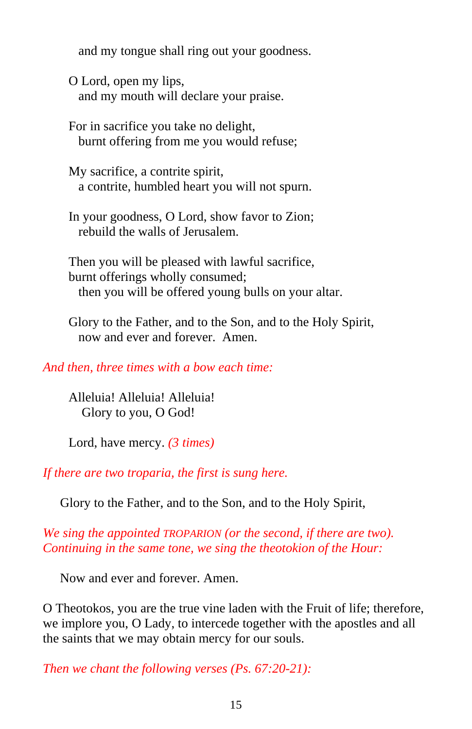and my tongue shall ring out your goodness.

O Lord, open my lips,
  and my mouth will declare your praise.

For in sacrifice you take no delight,
  burnt offering from me you would refuse;

My sacrifice, a contrite spirit,
  a contrite, humbled heart you will not spurn.

In your goodness, O Lord, show favor to Zion;
  rebuild the walls of Jerusalem.

Then you will be pleased with lawful sacrifice,
burnt offerings wholly consumed;
  then you will be offered young bulls on your altar.

Glory to the Father, and to the Son, and to the Holy Spirit,
  now and ever and forever. Amen.

*And then, three times with a bow each time:*

Alleluia! Alleluia! Alleluia!
  Glory to you, O God!

Lord, have mercy. *(3 times)*

*If there are two troparia, the first is sung here.*

Glory to the Father, and to the Son, and to the Holy Spirit,

*We sing the appointed TROPARION (or the second, if there are two). Continuing in the same tone, we sing the theotokion of the Hour:*

Now and ever and forever. Amen.

O Theotokos, you are the true vine laden with the Fruit of life; therefore, we implore you, O Lady, to intercede together with the apostles and all the saints that we may obtain mercy for our souls.

*Then we chant the following verses (Ps. 67:20-21):*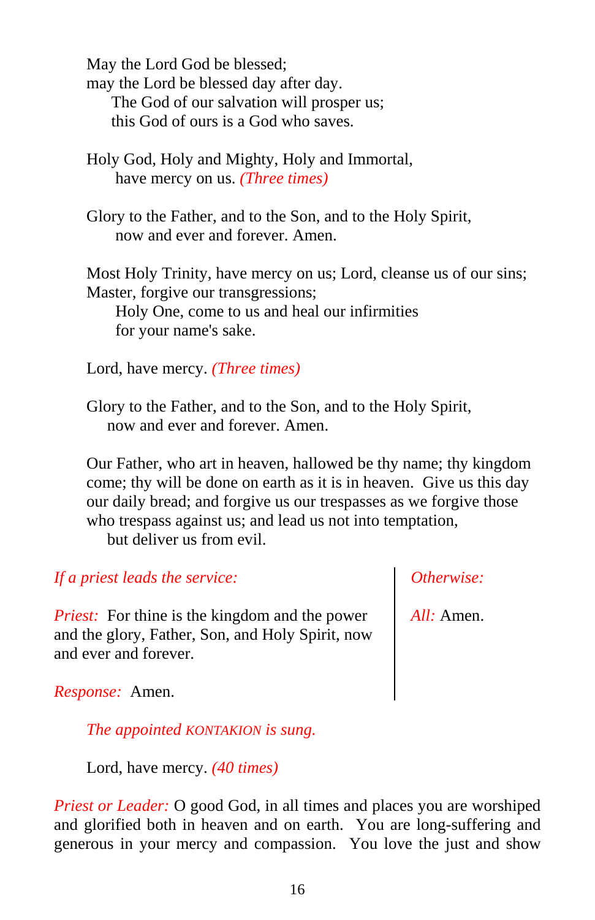May the Lord God be blessed;
may the Lord be blessed day after day.
The God of our salvation will prosper us;
this God of ours is a God who saves.

Holy God, Holy and Mighty, Holy and Immortal,
have mercy on us. *(Three times)*

Glory to the Father, and to the Son, and to the Holy Spirit,
now and ever and forever. Amen.

Most Holy Trinity, have mercy on us; Lord, cleanse us of our sins;
Master, forgive our transgressions;
Holy One, come to us and heal our infirmities
for your name's sake.

Lord, have mercy. *(Three times)*

Glory to the Father, and to the Son, and to the Holy Spirit,
now and ever and forever. Amen.

Our Father, who art in heaven, hallowed be thy name; thy kingdom come; thy will be done on earth as it is in heaven. Give us this day our daily bread; and forgive us our trespasses as we forgive those who trespass against us; and lead us not into temptation,
but deliver us from evil.

*If a priest leads the service:*

*Priest:* For thine is the kingdom and the power and the glory, Father, Son, and Holy Spirit, now and ever and forever.

*Response:* Amen.

*Otherwise:*

*All:* Amen.

*The appointed* KONTAKION *is sung.*

Lord, have mercy. *(40 times)*

*Priest or Leader:* O good God, in all times and places you are worshiped and glorified both in heaven and on earth. You are long-suffering and generous in your mercy and compassion. You love the just and show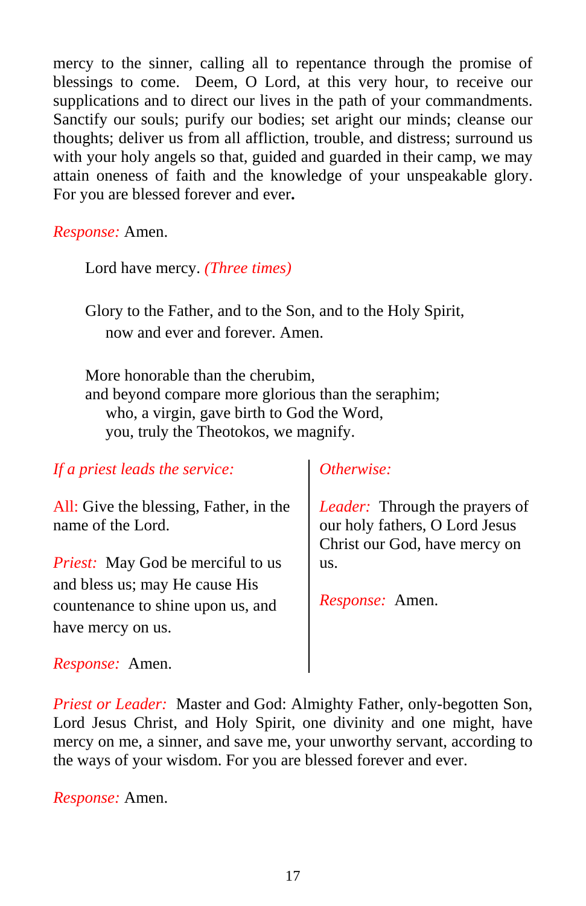mercy to the sinner, calling all to repentance through the promise of blessings to come. Deem, O Lord, at this very hour, to receive our supplications and to direct our lives in the path of your commandments. Sanctify our souls; purify our bodies; set aright our minds; cleanse our thoughts; deliver us from all affliction, trouble, and distress; surround us with your holy angels so that, guided and guarded in their camp, we may attain oneness of faith and the knowledge of your unspeakable glory. For you are blessed forever and ever.

*Response:* Amen.

Lord have mercy. *(Three times)*

Glory to the Father, and to the Son, and to the Holy Spirit,
now and ever and forever. Amen.

More honorable than the cherubim,
and beyond compare more glorious than the seraphim;
who, a virgin, gave birth to God the Word,
you, truly the Theotokos, we magnify.

*If a priest leads the service:*

All: Give the blessing, Father, in the name of the Lord.

*Priest:* May God be merciful to us and bless us; may He cause His countenance to shine upon us, and have mercy on us.

*Response:* Amen.

*Otherwise:*

*Leader:* Through the prayers of our holy fathers, O Lord Jesus Christ our God, have mercy on us.

*Response:* Amen.

*Priest or Leader:* Master and God: Almighty Father, only-begotten Son, Lord Jesus Christ, and Holy Spirit, one divinity and one might, have mercy on me, a sinner, and save me, your unworthy servant, according to the ways of your wisdom. For you are blessed forever and ever.

*Response:* Amen.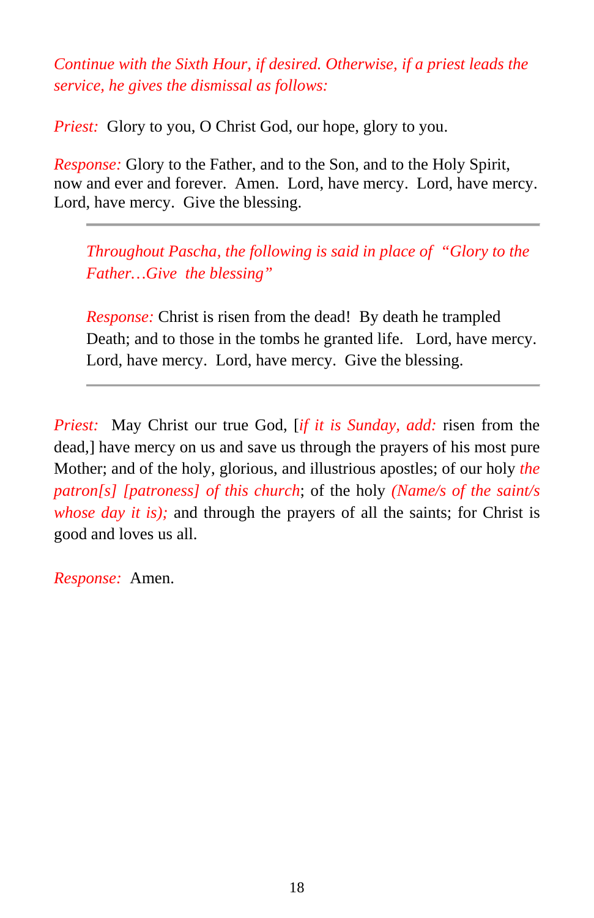*Continue with the Sixth Hour, if desired. Otherwise, if a priest leads the service, he gives the dismissal as follows:*

*Priest:* Glory to you, O Christ God, our hope, glory to you.

*Response:* Glory to the Father, and to the Son, and to the Holy Spirit, now and ever and forever. Amen. Lord, have mercy. Lord, have mercy. Lord, have mercy. Give the blessing.

---

> *Throughout Pascha, the following is said in place of "Glory to the Father…Give the blessing"*
>
> *Response:* Christ is risen from the dead! By death he trampled Death; and to those in the tombs he granted life. Lord, have mercy. Lord, have mercy. Lord, have mercy. Give the blessing.

---

*Priest:* May Christ our true God, [*if it is Sunday, add:* risen from the dead,] have mercy on us and save us through the prayers of his most pure Mother; and of the holy, glorious, and illustrious apostles; of our holy *the patron[s] [patroness] of this church*; of the holy *(Name/s of the saint/s whose day it is);* and through the prayers of all the saints; for Christ is good and loves us all.

*Response:* Amen.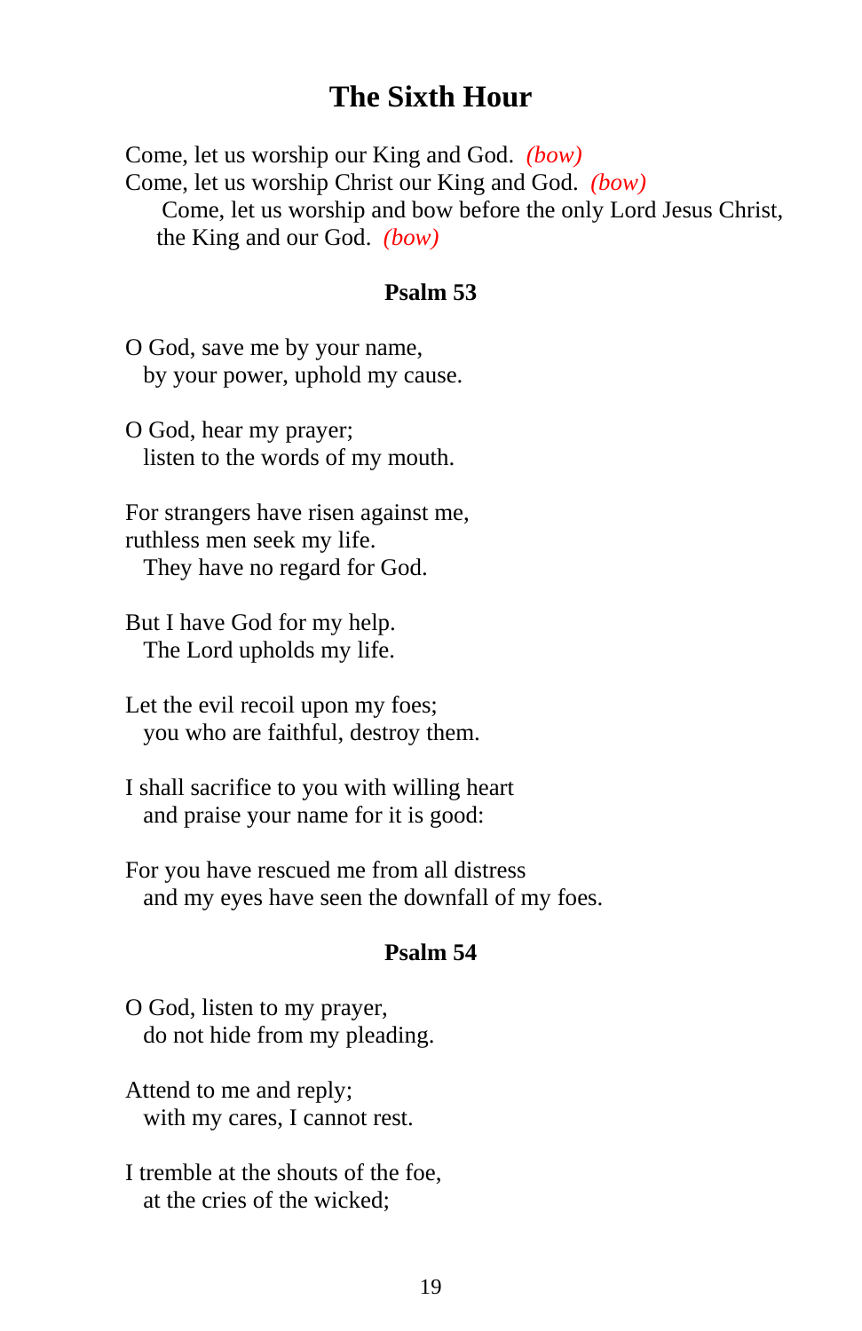# The Sixth Hour

Come, let us worship our King and God. *(bow)*
Come, let us worship Christ our King and God. *(bow)*
Come, let us worship and bow before the only Lord Jesus Christ, the King and our God. *(bow)*

### Psalm 53

O God, save me by your name,
by your power, uphold my cause.

O God, hear my prayer;
listen to the words of my mouth.

For strangers have risen against me,
ruthless men seek my life.
They have no regard for God.

But I have God for my help.
The Lord upholds my life.

Let the evil recoil upon my foes;
you who are faithful, destroy them.

I shall sacrifice to you with willing heart
and praise your name for it is good:

For you have rescued me from all distress
and my eyes have seen the downfall of my foes.

### Psalm 54

O God, listen to my prayer,
do not hide from my pleading.

Attend to me and reply;
with my cares, I cannot rest.

I tremble at the shouts of the foe,
at the cries of the wicked;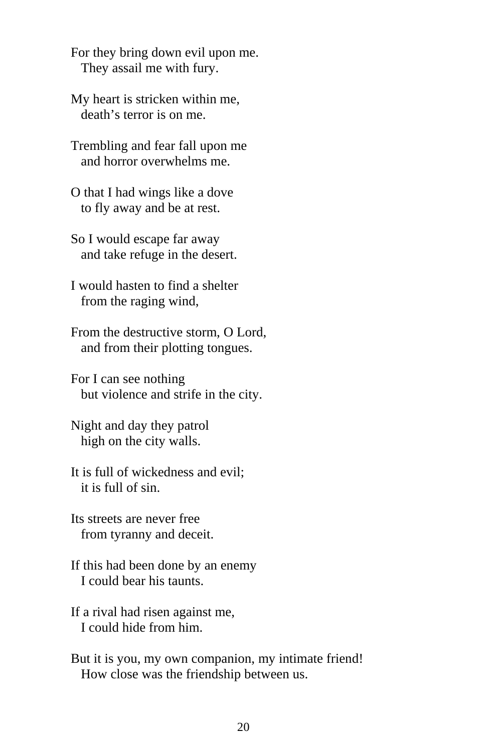For they bring down evil upon me.
   They assail me with fury.

My heart is stricken within me,
   death's terror is on me.

Trembling and fear fall upon me
   and horror overwhelms me.

O that I had wings like a dove
   to fly away and be at rest.

So I would escape far away
   and take refuge in the desert.

I would hasten to find a shelter
   from the raging wind,

From the destructive storm, O Lord,
   and from their plotting tongues.

For I can see nothing
   but violence and strife in the city.

Night and day they patrol
   high on the city walls.

It is full of wickedness and evil;
   it is full of sin.

Its streets are never free
   from tyranny and deceit.

If this had been done by an enemy
   I could bear his taunts.

If a rival had risen against me,
   I could hide from him.

But it is you, my own companion, my intimate friend!
   How close was the friendship between us.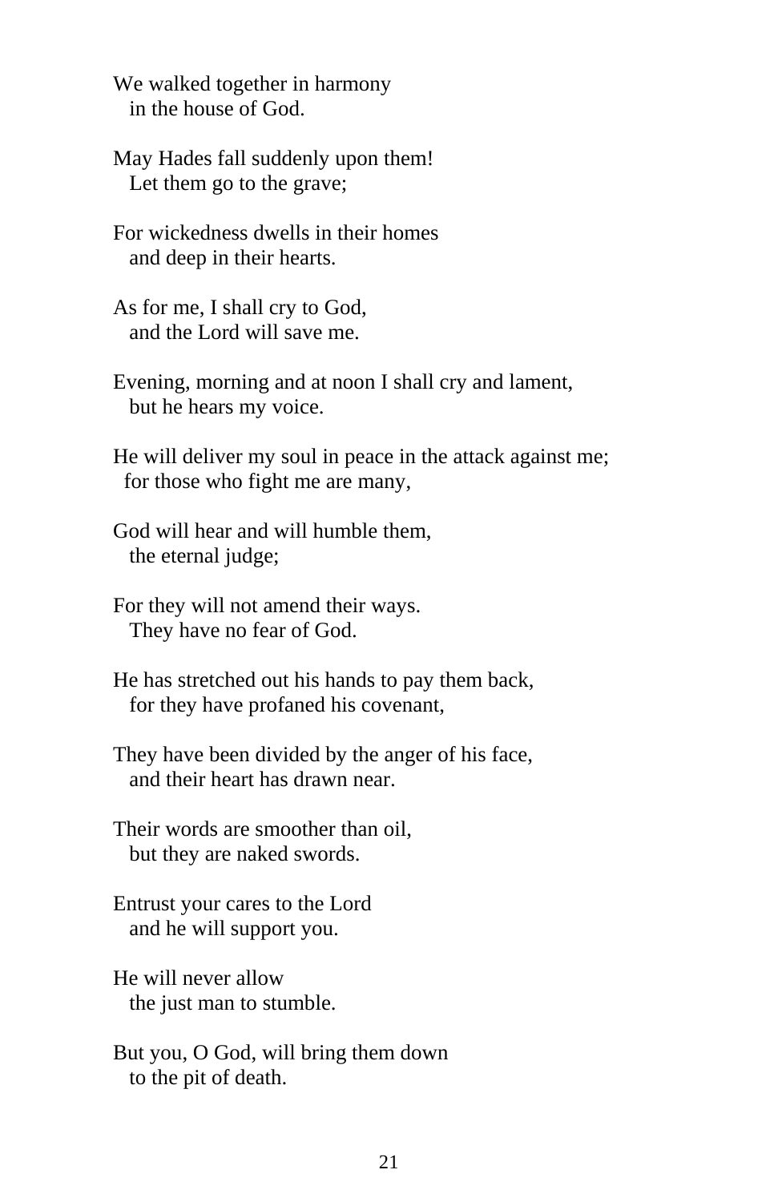We walked together in harmony
in the house of God.

May Hades fall suddenly upon them!
Let them go to the grave;

For wickedness dwells in their homes
and deep in their hearts.

As for me, I shall cry to God,
and the Lord will save me.

Evening, morning and at noon I shall cry and lament,
but he hears my voice.

He will deliver my soul in peace in the attack against me;
for those who fight me are many,

God will hear and will humble them,
the eternal judge;

For they will not amend their ways.
They have no fear of God.

He has stretched out his hands to pay them back,
for they have profaned his covenant,

They have been divided by the anger of his face,
and their heart has drawn near.

Their words are smoother than oil,
but they are naked swords.

Entrust your cares to the Lord
and he will support you.

He will never allow
the just man to stumble.

But you, O God, will bring them down
to the pit of death.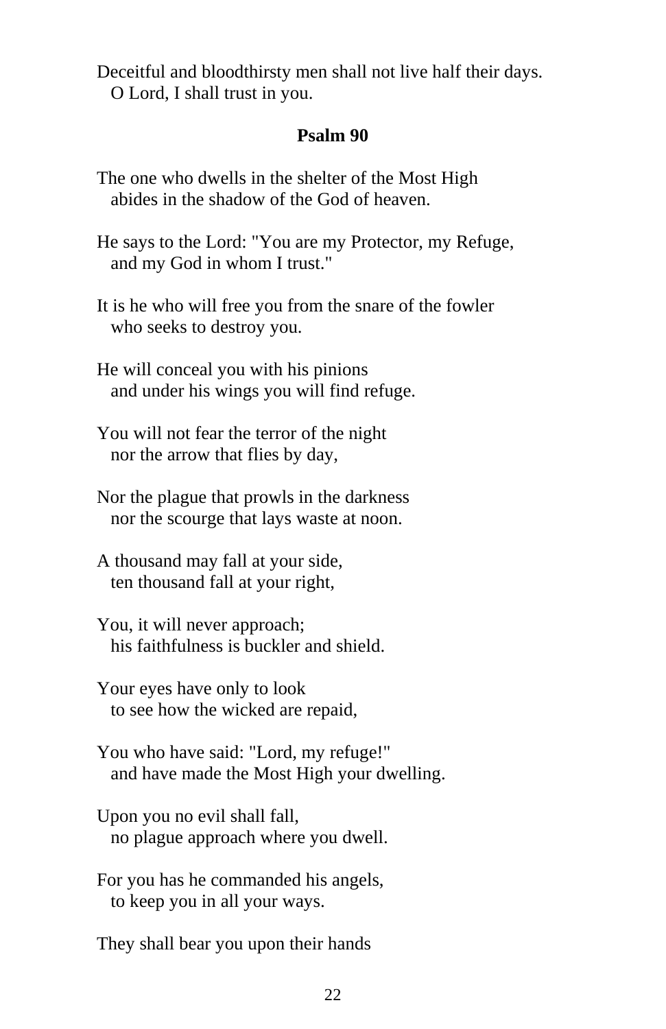Deceitful and bloodthirsty men shall not live half their days.
   O Lord, I shall trust in you.

**Psalm 90**

The one who dwells in the shelter of the Most High
   abides in the shadow of the God of heaven.

He says to the Lord: "You are my Protector, my Refuge,
   and my God in whom I trust."

It is he who will free you from the snare of the fowler
   who seeks to destroy you.

He will conceal you with his pinions
   and under his wings you will find refuge.

You will not fear the terror of the night
   nor the arrow that flies by day,

Nor the plague that prowls in the darkness
   nor the scourge that lays waste at noon.

A thousand may fall at your side,
   ten thousand fall at your right,

You, it will never approach;
   his faithfulness is buckler and shield.

Your eyes have only to look
   to see how the wicked are repaid,

You who have said: "Lord, my refuge!"
   and have made the Most High your dwelling.

Upon you no evil shall fall,
   no plague approach where you dwell.

For you has he commanded his angels,
   to keep you in all your ways.

They shall bear you upon their hands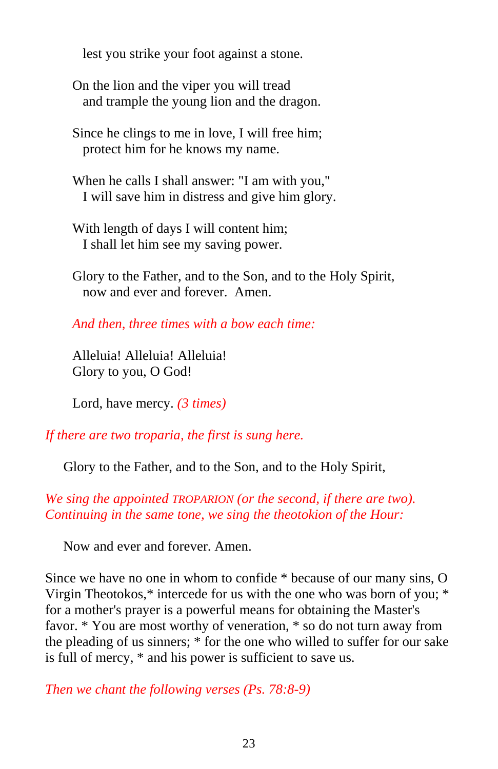lest you strike your foot against a stone.

On the lion and the viper you will tread
and trample the young lion and the dragon.

Since he clings to me in love, I will free him;
protect him for he knows my name.

When he calls I shall answer: "I am with you,"
I will save him in distress and give him glory.

With length of days I will content him;
I shall let him see my saving power.

Glory to the Father, and to the Son, and to the Holy Spirit,
now and ever and forever. Amen.

*And then, three times with a bow each time:*

Alleluia! Alleluia! Alleluia!
Glory to you, O God!

Lord, have mercy. *(3 times)*

*If there are two troparia, the first is sung here.*

Glory to the Father, and to the Son, and to the Holy Spirit,

*We sing the appointed TROPARION (or the second, if there are two). Continuing in the same tone, we sing the theotokion of the Hour:*

Now and ever and forever. Amen.

Since we have no one in whom to confide * because of our many sins, O Virgin Theotokos,* intercede for us with the one who was born of you; * for a mother's prayer is a powerful means for obtaining the Master's favor. * You are most worthy of veneration, * so do not turn away from the pleading of us sinners; * for the one who willed to suffer for our sake is full of mercy, * and his power is sufficient to save us.

*Then we chant the following verses (Ps. 78:8-9)*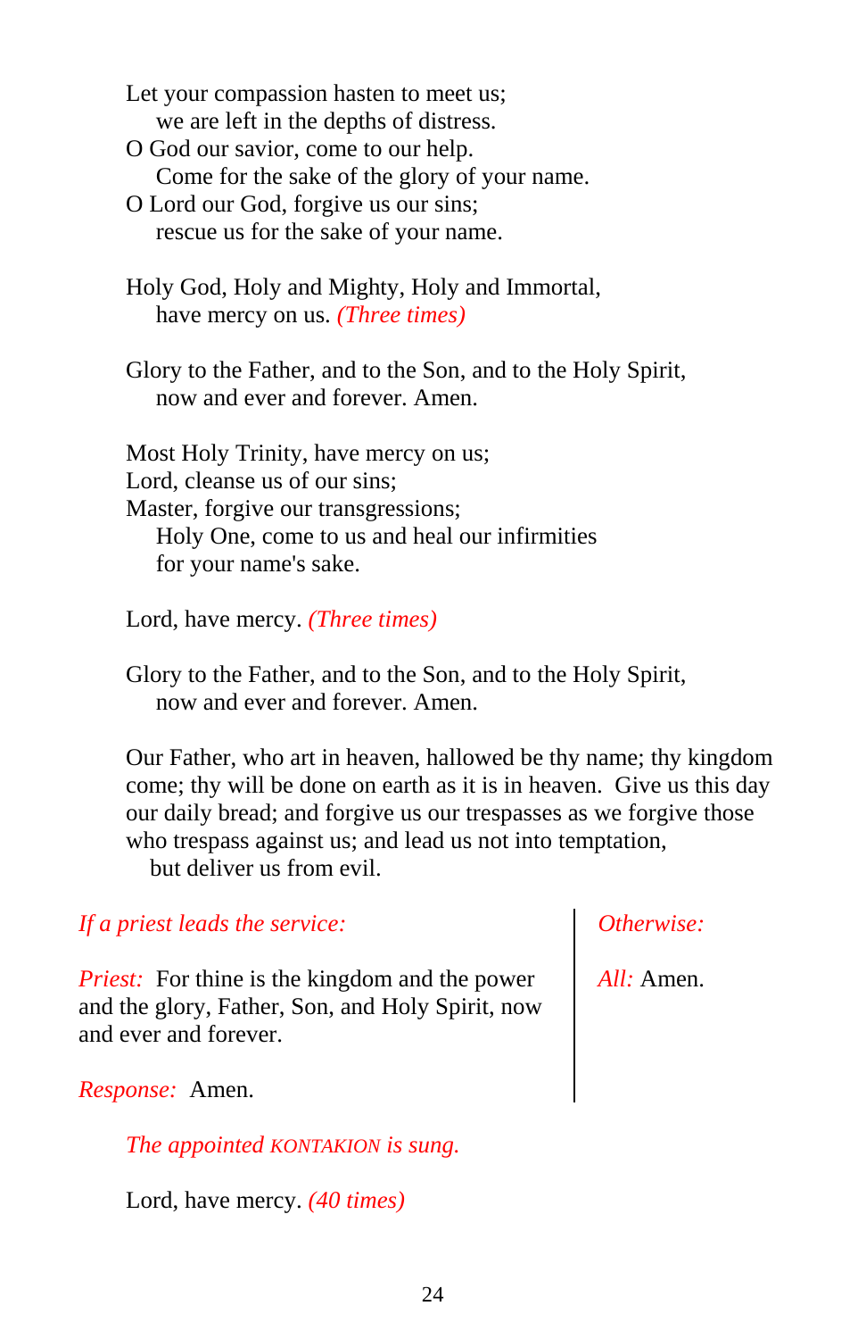Let your compassion hasten to meet us;
  we are left in the depths of distress.
O God our savior, come to our help.
  Come for the sake of the glory of your name.
O Lord our God, forgive us our sins;
  rescue us for the sake of your name.

Holy God, Holy and Mighty, Holy and Immortal,
  have mercy on us. *(Three times)*

Glory to the Father, and to the Son, and to the Holy Spirit,
  now and ever and forever. Amen.

Most Holy Trinity, have mercy on us;
Lord, cleanse us of our sins;
Master, forgive our transgressions;
  Holy One, come to us and heal our infirmities
  for your name's sake.

Lord, have mercy. *(Three times)*

Glory to the Father, and to the Son, and to the Holy Spirit,
  now and ever and forever. Amen.

Our Father, who art in heaven, hallowed be thy name; thy kingdom come; thy will be done on earth as it is in heaven. Give us this day our daily bread; and forgive us our trespasses as we forgive those who trespass against us; and lead us not into temptation,
  but deliver us from evil.

*If a priest leads the service:*

*Priest:* For thine is the kingdom and the power and the glory, Father, Son, and Holy Spirit, now and ever and forever.

*Response:* Amen.

*Otherwise:*

*All:* Amen.

*The appointed* KONTAKION *is sung.*

Lord, have mercy. *(40 times)*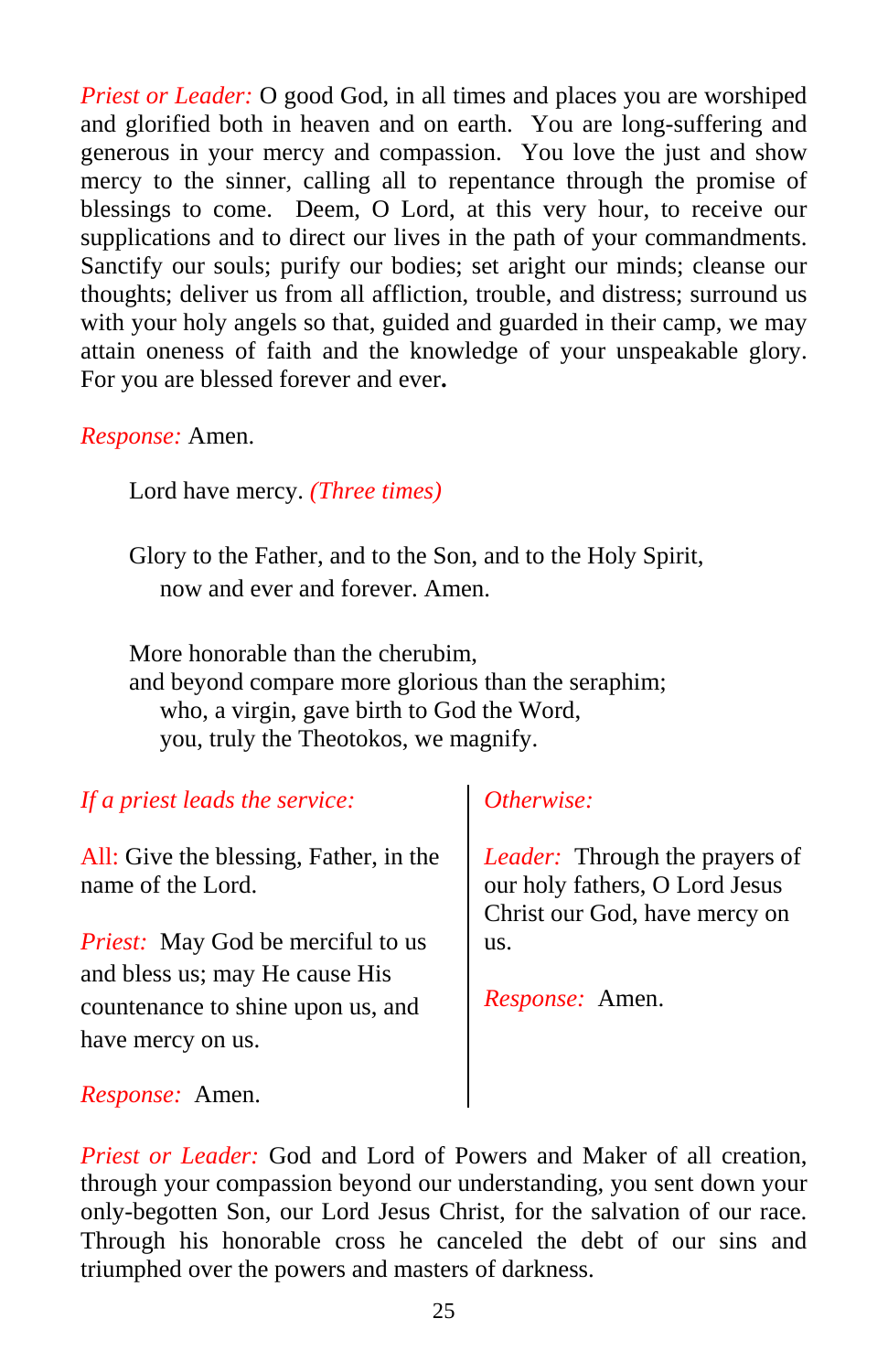*Priest or Leader:* O good God, in all times and places you are worshiped and glorified both in heaven and on earth. You are long-suffering and generous in your mercy and compassion. You love the just and show mercy to the sinner, calling all to repentance through the promise of blessings to come. Deem, O Lord, at this very hour, to receive our supplications and to direct our lives in the path of your commandments. Sanctify our souls; purify our bodies; set aright our minds; cleanse our thoughts; deliver us from all affliction, trouble, and distress; surround us with your holy angels so that, guided and guarded in their camp, we may attain oneness of faith and the knowledge of your unspeakable glory. For you are blessed forever and ever**.**

*Response:* Amen.

Lord have mercy. *(Three times)*

Glory to the Father, and to the Son, and to the Holy Spirit,
now and ever and forever. Amen.

More honorable than the cherubim,
and beyond compare more glorious than the seraphim;
who, a virgin, gave birth to God the Word,
you, truly the Theotokos, we magnify.

*If a priest leads the service:*

All: Give the blessing, Father, in the name of the Lord.

*Priest:* May God be merciful to us and bless us; may He cause His countenance to shine upon us, and have mercy on us.

*Response:* Amen.

*Otherwise:*

*Leader:* Through the prayers of our holy fathers, O Lord Jesus Christ our God, have mercy on us.

*Response:* Amen.

*Priest or Leader:* God and Lord of Powers and Maker of all creation, through your compassion beyond our understanding, you sent down your only-begotten Son, our Lord Jesus Christ, for the salvation of our race. Through his honorable cross he canceled the debt of our sins and triumphed over the powers and masters of darkness.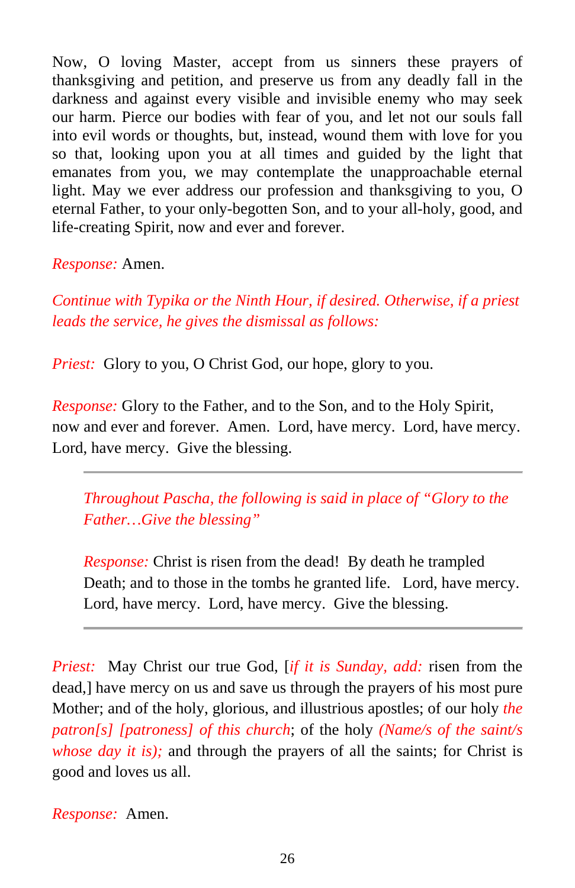Now, O loving Master, accept from us sinners these prayers of thanksgiving and petition, and preserve us from any deadly fall in the darkness and against every visible and invisible enemy who may seek our harm. Pierce our bodies with fear of you, and let not our souls fall into evil words or thoughts, but, instead, wound them with love for you so that, looking upon you at all times and guided by the light that emanates from you, we may contemplate the unapproachable eternal light. May we ever address our profession and thanksgiving to you, O eternal Father, to your only-begotten Son, and to your all-holy, good, and life-creating Spirit, now and ever and forever.

*Response:* Amen.

*Continue with Typika or the Ninth Hour, if desired. Otherwise, if a priest leads the service, he gives the dismissal as follows:*

*Priest:* Glory to you, O Christ God, our hope, glory to you.

*Response:* Glory to the Father, and to the Son, and to the Holy Spirit, now and ever and forever. Amen. Lord, have mercy. Lord, have mercy. Lord, have mercy. Give the blessing.

---

> *Throughout Pascha, the following is said in place of "Glory to the Father…Give the blessing"*
>
> *Response:* Christ is risen from the dead! By death he trampled Death; and to those in the tombs he granted life. Lord, have mercy. Lord, have mercy. Lord, have mercy. Give the blessing.

---

*Priest:* May Christ our true God, [*if it is Sunday, add:* risen from the dead,] have mercy on us and save us through the prayers of his most pure Mother; and of the holy, glorious, and illustrious apostles; of our holy *the patron[s] [patroness] of this church*; of the holy *(Name/s of the saint/s whose day it is);* and through the prayers of all the saints; for Christ is good and loves us all.

*Response:* Amen.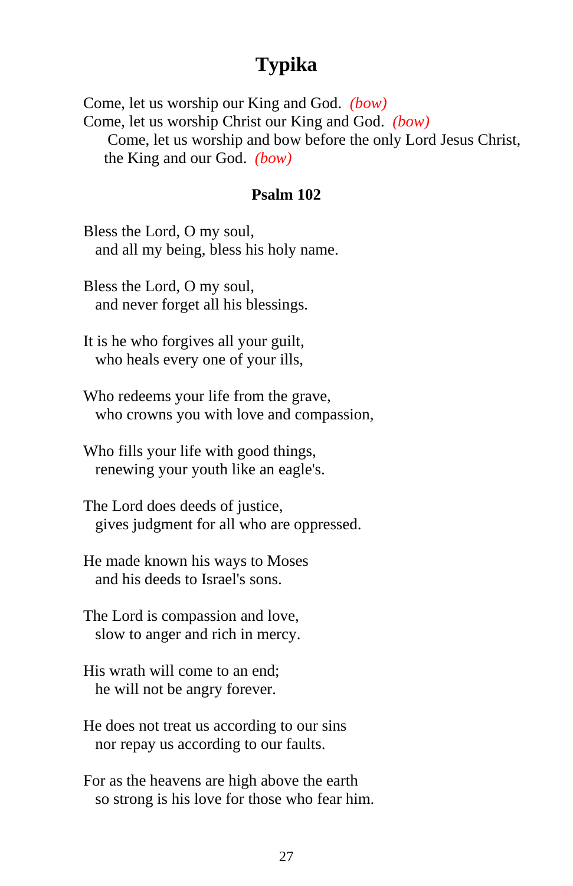# Typika

Come, let us worship our King and God. *(bow)*
Come, let us worship Christ our King and God. *(bow)*
Come, let us worship and bow before the only Lord Jesus Christ, the King and our God. *(bow)*

### Psalm 102

Bless the Lord, O my soul,
and all my being, bless his holy name.

Bless the Lord, O my soul,
and never forget all his blessings.

It is he who forgives all your guilt,
who heals every one of your ills,

Who redeems your life from the grave,
who crowns you with love and compassion,

Who fills your life with good things,
renewing your youth like an eagle's.

The Lord does deeds of justice,
gives judgment for all who are oppressed.

He made known his ways to Moses
and his deeds to Israel's sons.

The Lord is compassion and love,
slow to anger and rich in mercy.

His wrath will come to an end;
he will not be angry forever.

He does not treat us according to our sins
nor repay us according to our faults.

For as the heavens are high above the earth
so strong is his love for those who fear him.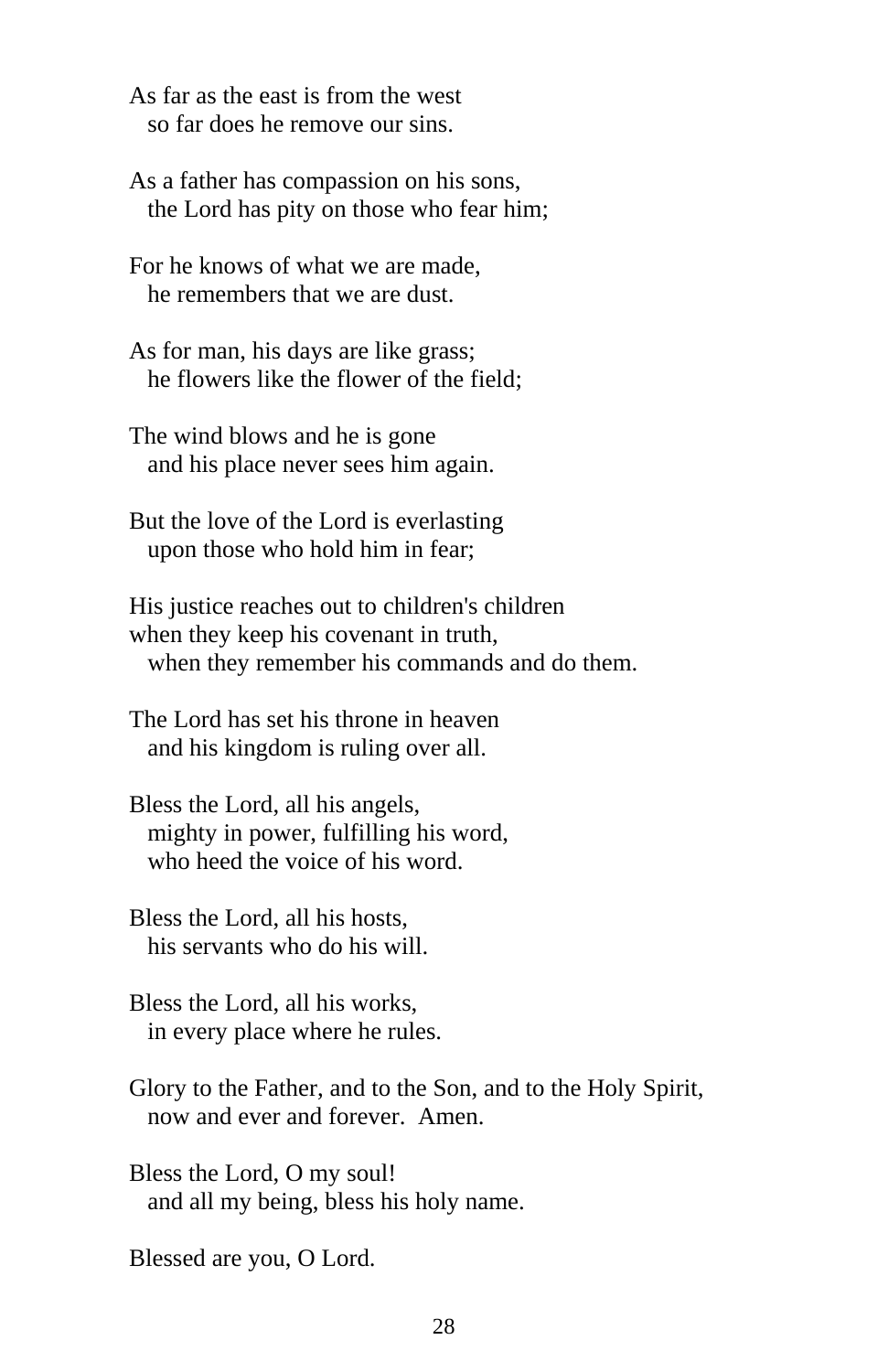As far as the east is from the west
 so far does he remove our sins.

As a father has compassion on his sons,
 the Lord has pity on those who fear him;

For he knows of what we are made,
 he remembers that we are dust.

As for man, his days are like grass;
 he flowers like the flower of the field;

The wind blows and he is gone
 and his place never sees him again.

But the love of the Lord is everlasting
 upon those who hold him in fear;

His justice reaches out to children's children
when they keep his covenant in truth,
 when they remember his commands and do them.

The Lord has set his throne in heaven
 and his kingdom is ruling over all.

Bless the Lord, all his angels,
 mighty in power, fulfilling his word,
 who heed the voice of his word.

Bless the Lord, all his hosts,
 his servants who do his will.

Bless the Lord, all his works,
 in every place where he rules.

Glory to the Father, and to the Son, and to the Holy Spirit,
 now and ever and forever. Amen.

Bless the Lord, O my soul!
 and all my being, bless his holy name.

Blessed are you, O Lord.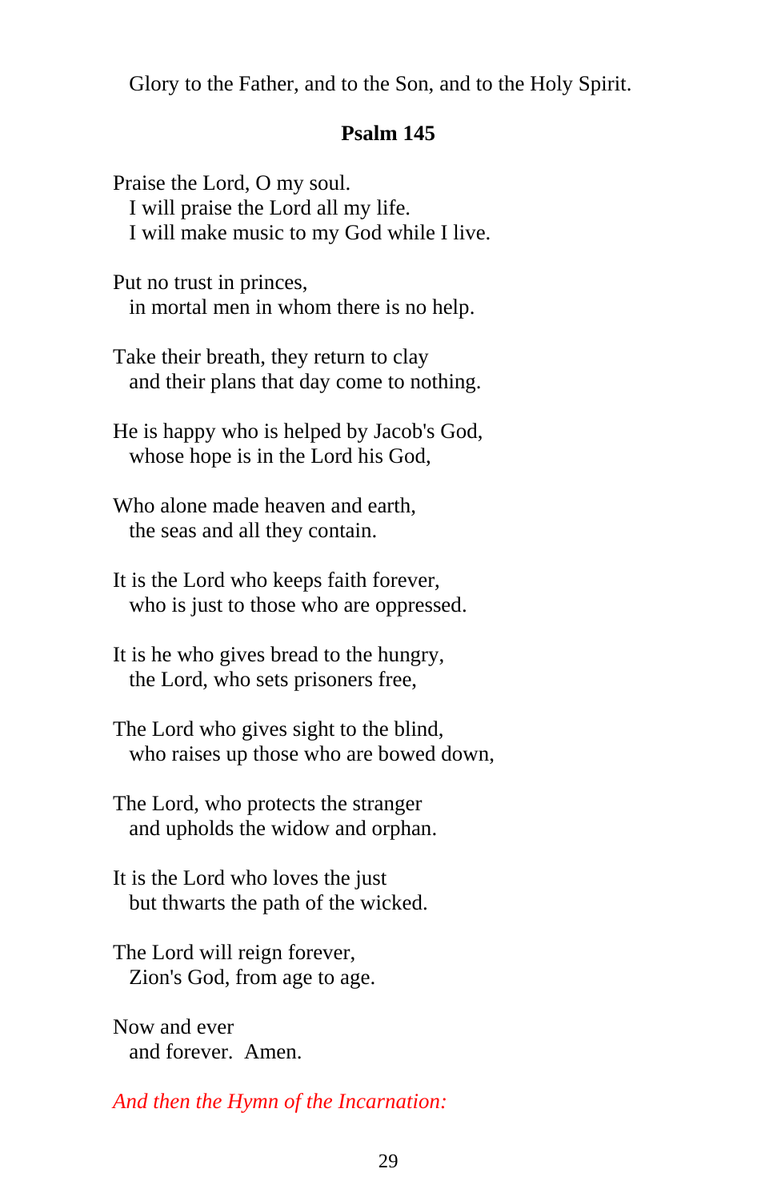Glory to the Father, and to the Son, and to the Holy Spirit.

**Psalm 145**

Praise the Lord, O my soul.
  I will praise the Lord all my life.
  I will make music to my God while I live.

Put no trust in princes,
  in mortal men in whom there is no help.

Take their breath, they return to clay
  and their plans that day come to nothing.

He is happy who is helped by Jacob's God,
  whose hope is in the Lord his God,

Who alone made heaven and earth,
  the seas and all they contain.

It is the Lord who keeps faith forever,
  who is just to those who are oppressed.

It is he who gives bread to the hungry,
  the Lord, who sets prisoners free,

The Lord who gives sight to the blind,
  who raises up those who are bowed down,

The Lord, who protects the stranger
  and upholds the widow and orphan.

It is the Lord who loves the just
  but thwarts the path of the wicked.

The Lord will reign forever,
  Zion's God, from age to age.

Now and ever
  and forever. Amen.

*And then the Hymn of the Incarnation:*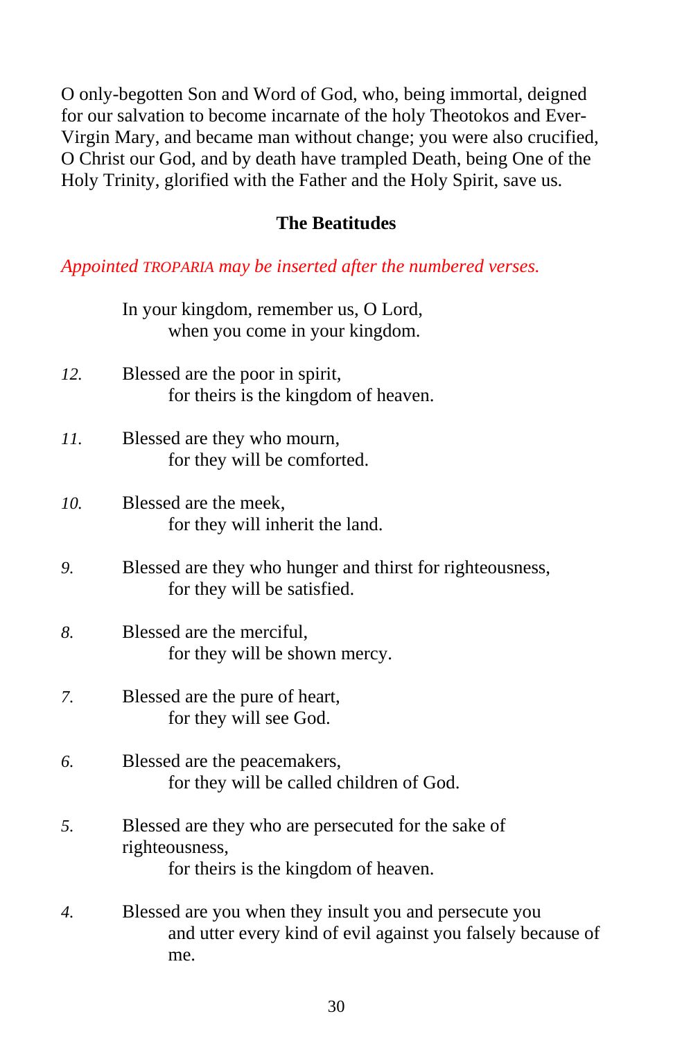O only-begotten Son and Word of God, who, being immortal, deigned for our salvation to become incarnate of the holy Theotokos and Ever-Virgin Mary, and became man without change; you were also crucified, O Christ our God, and by death have trampled Death, being One of the Holy Trinity, glorified with the Father and the Holy Spirit, save us.

### The Beatitudes

*Appointed TROPARIA may be inserted after the numbered verses.*

In your kingdom, remember us, O Lord,
  when you come in your kingdom.

*12.* Blessed are the poor in spirit,
  for theirs is the kingdom of heaven.

*11.* Blessed are they who mourn,
  for they will be comforted.

*10.* Blessed are the meek,
  for they will inherit the land.

*9.* Blessed are they who hunger and thirst for righteousness,
  for they will be satisfied.

*8.* Blessed are the merciful,
  for they will be shown mercy.

*7.* Blessed are the pure of heart,
  for they will see God.

*6.* Blessed are the peacemakers,
  for they will be called children of God.

*5.* Blessed are they who are persecuted for the sake of righteousness,
  for theirs is the kingdom of heaven.

*4.* Blessed are you when they insult you and persecute you
  and utter every kind of evil against you falsely because of me.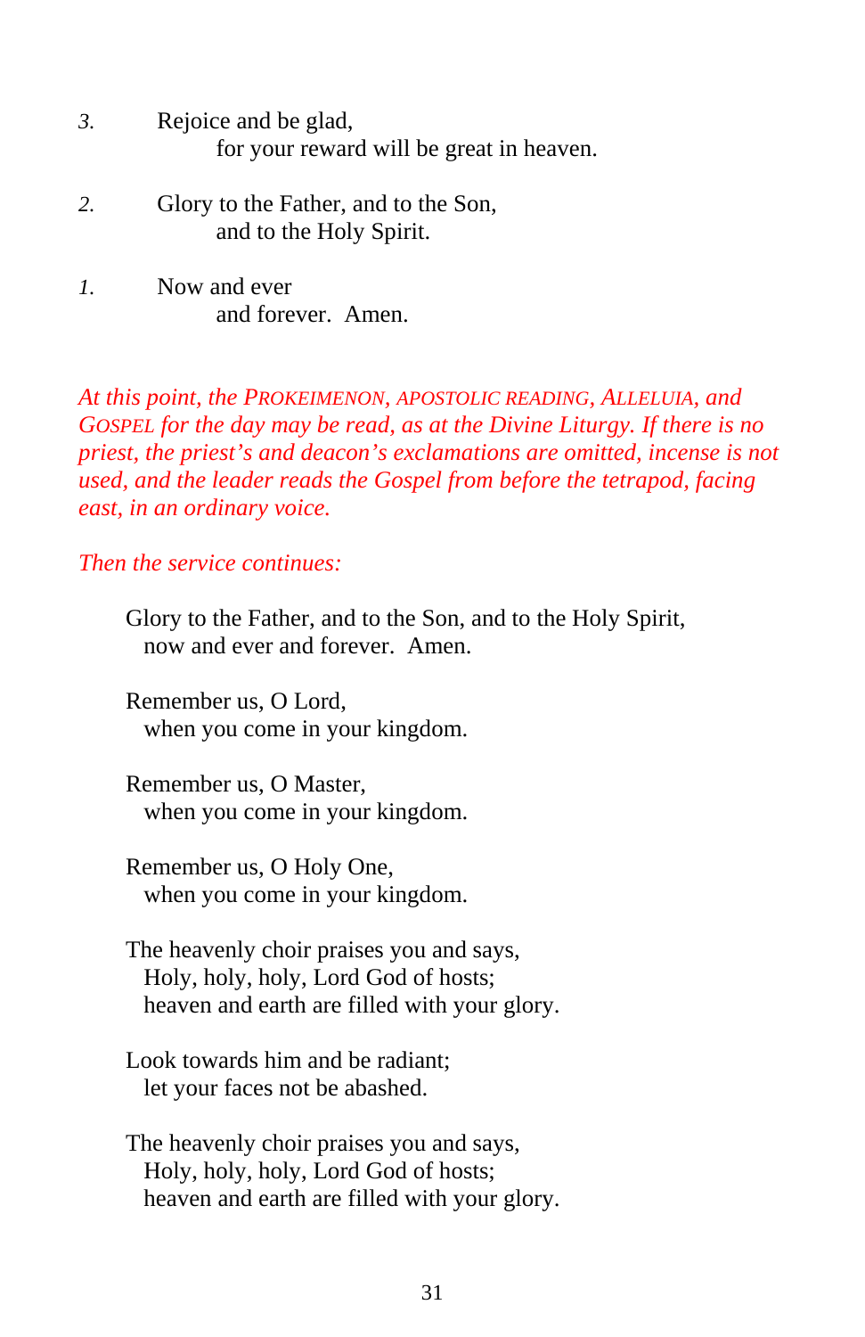*3.* Rejoice and be glad,
  for your reward will be great in heaven.

*2.* Glory to the Father, and to the Son,
  and to the Holy Spirit.

*1.* Now and ever
  and forever. Amen.

*At this point, the PROKEIMENON, APOSTOLIC READING, ALLELUIA, and GOSPEL for the day may be read, as at the Divine Liturgy. If there is no priest, the priest's and deacon's exclamations are omitted, incense is not used, and the leader reads the Gospel from before the tetrapod, facing east, in an ordinary voice.*

*Then the service continues:*

Glory to the Father, and to the Son, and to the Holy Spirit,
  now and ever and forever. Amen.

Remember us, O Lord,
  when you come in your kingdom.

Remember us, O Master,
  when you come in your kingdom.

Remember us, O Holy One,
  when you come in your kingdom.

The heavenly choir praises you and says,
  Holy, holy, holy, Lord God of hosts;
  heaven and earth are filled with your glory.

Look towards him and be radiant;
  let your faces not be abashed.

The heavenly choir praises you and says,
  Holy, holy, holy, Lord God of hosts;
  heaven and earth are filled with your glory.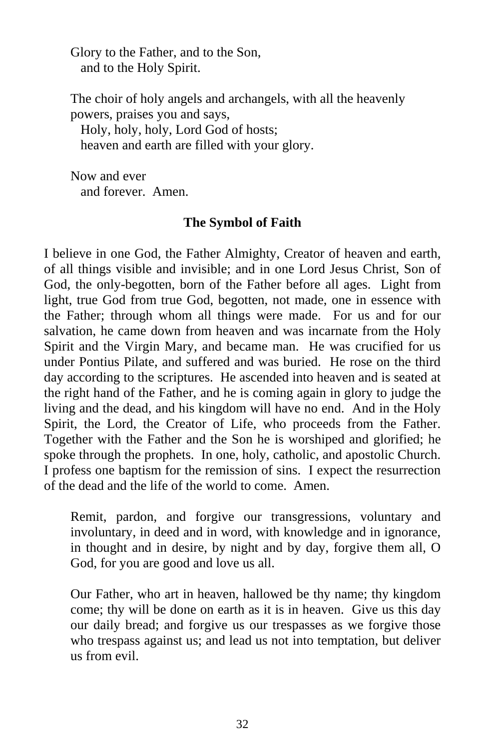Glory to the Father, and to the Son,
and to the Holy Spirit.

The choir of holy angels and archangels, with all the heavenly powers, praises you and says,
Holy, holy, holy, Lord God of hosts;
heaven and earth are filled with your glory.

Now and ever
and forever. Amen.

## The Symbol of Faith

I believe in one God, the Father Almighty, Creator of heaven and earth, of all things visible and invisible; and in one Lord Jesus Christ, Son of God, the only-begotten, born of the Father before all ages. Light from light, true God from true God, begotten, not made, one in essence with the Father; through whom all things were made. For us and for our salvation, he came down from heaven and was incarnate from the Holy Spirit and the Virgin Mary, and became man. He was crucified for us under Pontius Pilate, and suffered and was buried. He rose on the third day according to the scriptures. He ascended into heaven and is seated at the right hand of the Father, and he is coming again in glory to judge the living and the dead, and his kingdom will have no end. And in the Holy Spirit, the Lord, the Creator of Life, who proceeds from the Father. Together with the Father and the Son he is worshiped and glorified; he spoke through the prophets. In one, holy, catholic, and apostolic Church. I profess one baptism for the remission of sins. I expect the resurrection of the dead and the life of the world to come. Amen.

Remit, pardon, and forgive our transgressions, voluntary and involuntary, in deed and in word, with knowledge and in ignorance, in thought and in desire, by night and by day, forgive them all, O God, for you are good and love us all.

Our Father, who art in heaven, hallowed be thy name; thy kingdom come; thy will be done on earth as it is in heaven. Give us this day our daily bread; and forgive us our trespasses as we forgive those who trespass against us; and lead us not into temptation, but deliver us from evil.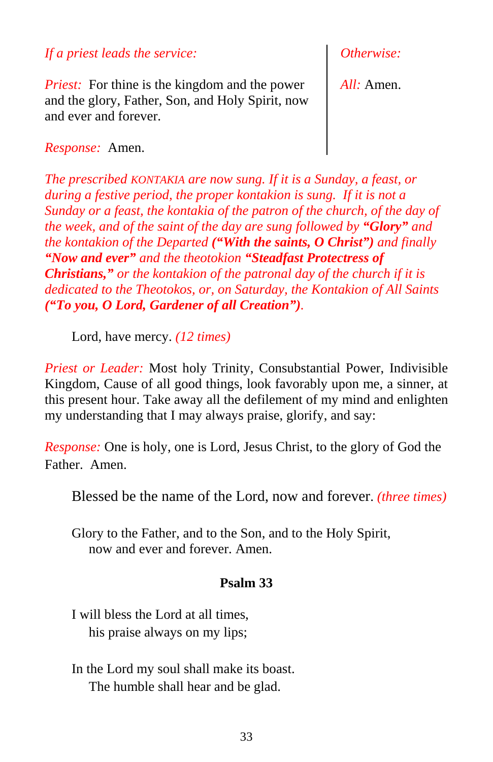*If a priest leads the service:*

*Priest:* For thine is the kingdom and the power and the glory, Father, Son, and Holy Spirit, now and ever and forever.

*Response:* Amen.

*Otherwise:*

*All:* Amen.

*The prescribed* KONTAKIA *are now sung. If it is a Sunday, a feast, or during a festive period, the proper kontakion is sung. If it is not a Sunday or a feast, the kontakia of the patron of the church, of the day of the week, and of the saint of the day are sung followed by* ***"Glory"*** *and the kontakion of the Departed* ***("With the saints, O Christ")*** *and finally* ***"Now and ever"*** *and the theotokion* ***"Steadfast Protectress of Christians,"*** *or the kontakion of the patronal day of the church if it is dedicated to the Theotokos, or, on Saturday, the Kontakion of All Saints* ***("To you, O Lord, Gardener of all Creation")****.*

Lord, have mercy. *(12 times)*

*Priest or Leader:* Most holy Trinity, Consubstantial Power, Indivisible Kingdom, Cause of all good things, look favorably upon me, a sinner, at this present hour. Take away all the defilement of my mind and enlighten my understanding that I may always praise, glorify, and say:

*Response:* One is holy, one is Lord, Jesus Christ, to the glory of God the Father. Amen.

Blessed be the name of the Lord, now and forever. *(three times)*

Glory to the Father, and to the Son, and to the Holy Spirit,
now and ever and forever. Amen.

### Psalm 33

I will bless the Lord at all times,
his praise always on my lips;

In the Lord my soul shall make its boast.
The humble shall hear and be glad.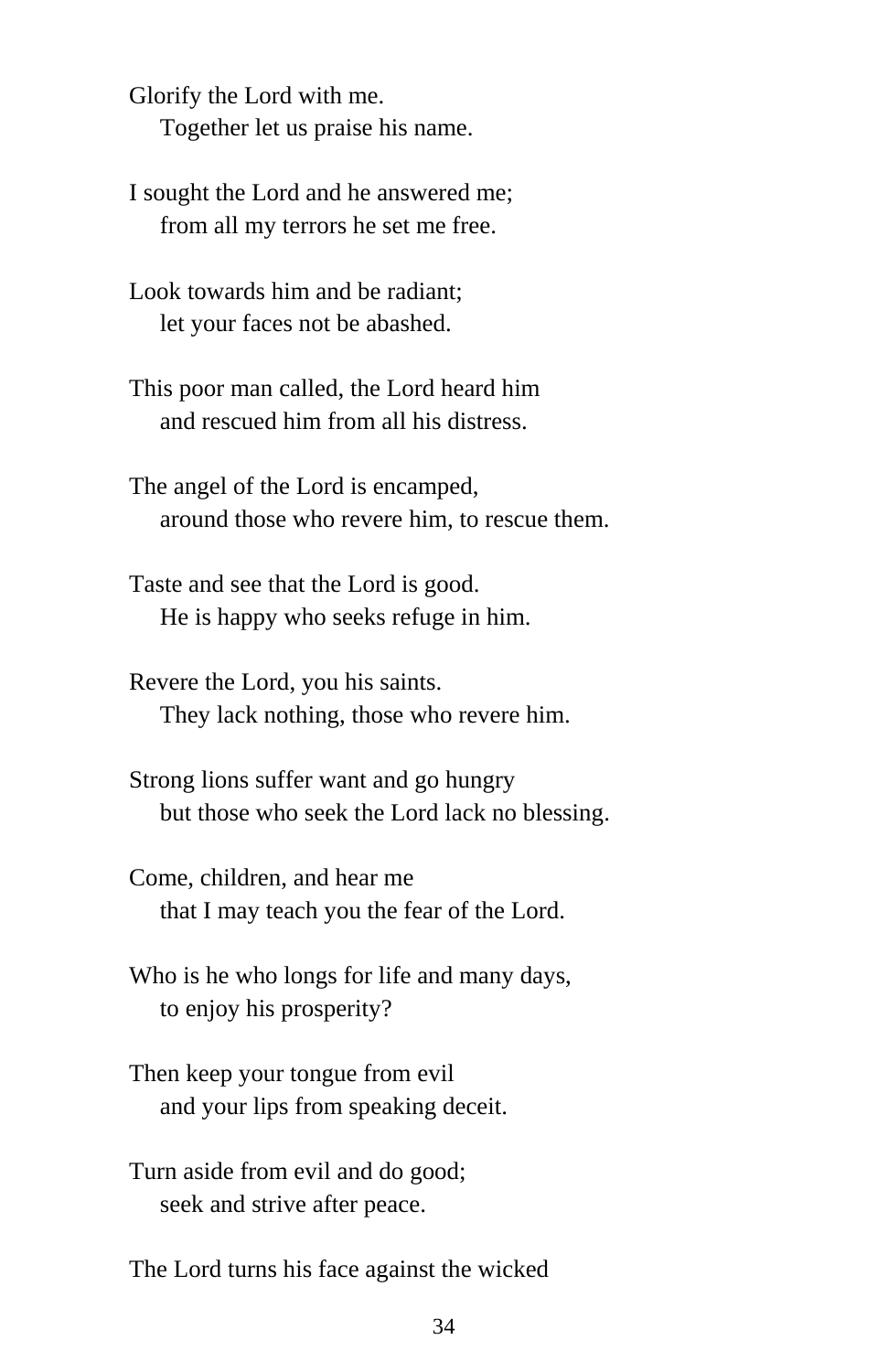Glorify the Lord with me.
    Together let us praise his name.

I sought the Lord and he answered me;
    from all my terrors he set me free.

Look towards him and be radiant;
    let your faces not be abashed.

This poor man called, the Lord heard him
    and rescued him from all his distress.

The angel of the Lord is encamped,
    around those who revere him, to rescue them.

Taste and see that the Lord is good.
    He is happy who seeks refuge in him.

Revere the Lord, you his saints.
    They lack nothing, those who revere him.

Strong lions suffer want and go hungry
    but those who seek the Lord lack no blessing.

Come, children, and hear me
    that I may teach you the fear of the Lord.

Who is he who longs for life and many days,
    to enjoy his prosperity?

Then keep your tongue from evil
    and your lips from speaking deceit.

Turn aside from evil and do good;
    seek and strive after peace.

The Lord turns his face against the wicked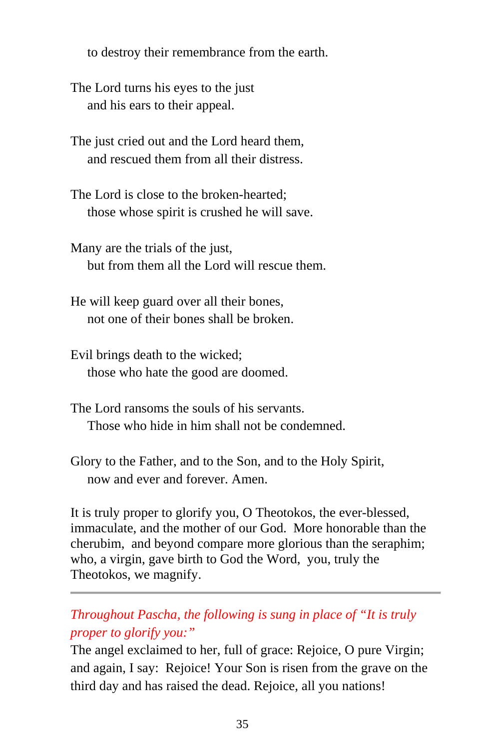to destroy their remembrance from the earth.

The Lord turns his eyes to the just
and his ears to their appeal.

The just cried out and the Lord heard them,
and rescued them from all their distress.

The Lord is close to the broken-hearted;
those whose spirit is crushed he will save.

Many are the trials of the just,
but from them all the Lord will rescue them.

He will keep guard over all their bones,
not one of their bones shall be broken.

Evil brings death to the wicked;
those who hate the good are doomed.

The Lord ransoms the souls of his servants.
Those who hide in him shall not be condemned.

Glory to the Father, and to the Son, and to the Holy Spirit,
now and ever and forever. Amen.

It is truly proper to glorify you, O Theotokos, the ever-blessed, immaculate, and the mother of our God. More honorable than the cherubim, and beyond compare more glorious than the seraphim; who, a virgin, gave birth to God the Word, you, truly the Theotokos, we magnify.

---

*Throughout Pascha, the following is sung in place of "It is truly proper to glorify you:"*

The angel exclaimed to her, full of grace: Rejoice, O pure Virgin; and again, I say: Rejoice! Your Son is risen from the grave on the third day and has raised the dead. Rejoice, all you nations!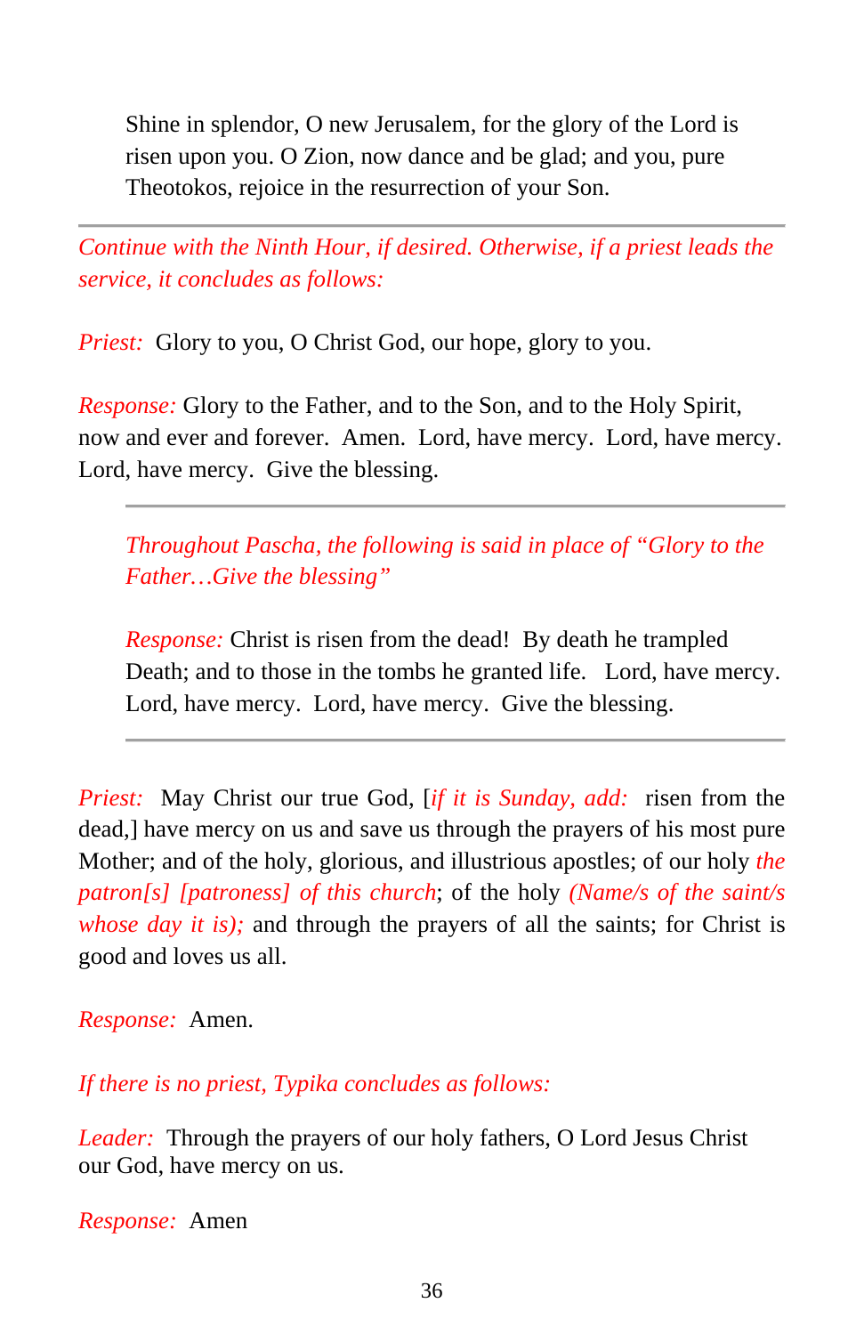Shine in splendor, O new Jerusalem, for the glory of the Lord is risen upon you. O Zion, now dance and be glad; and you, pure Theotokos, rejoice in the resurrection of your Son.

---

*Continue with the Ninth Hour, if desired. Otherwise, if a priest leads the service, it concludes as follows:*

*Priest:* Glory to you, O Christ God, our hope, glory to you.

*Response:* Glory to the Father, and to the Son, and to the Holy Spirit, now and ever and forever. Amen. Lord, have mercy. Lord, have mercy. Lord, have mercy. Give the blessing.

---

*Throughout Pascha, the following is said in place of "Glory to the Father…Give the blessing"*

*Response:* Christ is risen from the dead! By death he trampled Death; and to those in the tombs he granted life. Lord, have mercy. Lord, have mercy. Lord, have mercy. Give the blessing.

---

*Priest:* May Christ our true God, [*if it is Sunday, add:* risen from the dead,] have mercy on us and save us through the prayers of his most pure Mother; and of the holy, glorious, and illustrious apostles; of our holy *the patron[s] [patroness] of this church*; of the holy *(Name/s of the saint/s whose day it is);* and through the prayers of all the saints; for Christ is good and loves us all.

*Response:* Amen.

*If there is no priest, Typika concludes as follows:*

*Leader:* Through the prayers of our holy fathers, O Lord Jesus Christ our God, have mercy on us.

*Response:* Amen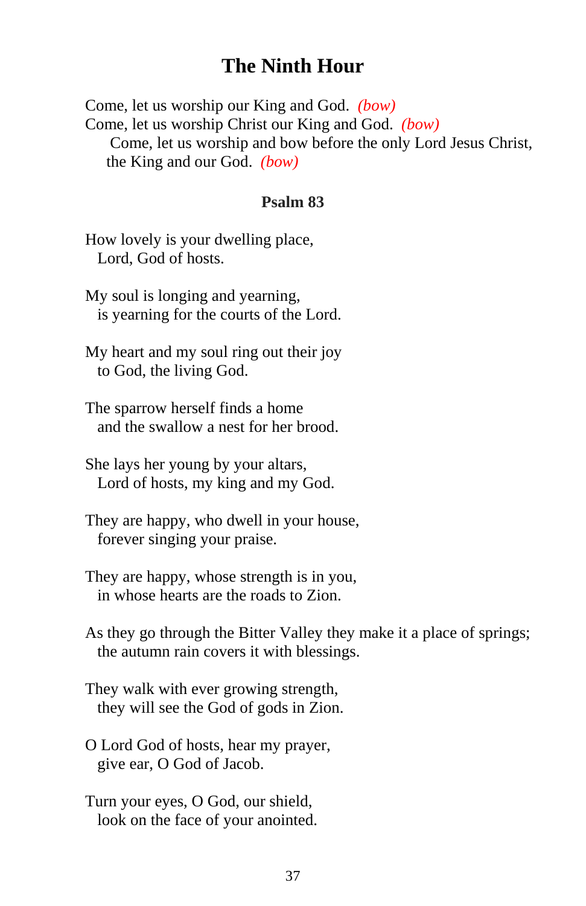# The Ninth Hour

Come, let us worship our King and God. *(bow)*
Come, let us worship Christ our King and God. *(bow)*
Come, let us worship and bow before the only Lord Jesus Christ, the King and our God. *(bow)*

### Psalm 83

How lovely is your dwelling place,
Lord, God of hosts.

My soul is longing and yearning,
is yearning for the courts of the Lord.

My heart and my soul ring out their joy
to God, the living God.

The sparrow herself finds a home
and the swallow a nest for her brood.

She lays her young by your altars,
Lord of hosts, my king and my God.

They are happy, who dwell in your house,
forever singing your praise.

They are happy, whose strength is in you,
in whose hearts are the roads to Zion.

As they go through the Bitter Valley they make it a place of springs;
the autumn rain covers it with blessings.

They walk with ever growing strength,
they will see the God of gods in Zion.

O Lord God of hosts, hear my prayer,
give ear, O God of Jacob.

Turn your eyes, O God, our shield,
look on the face of your anointed.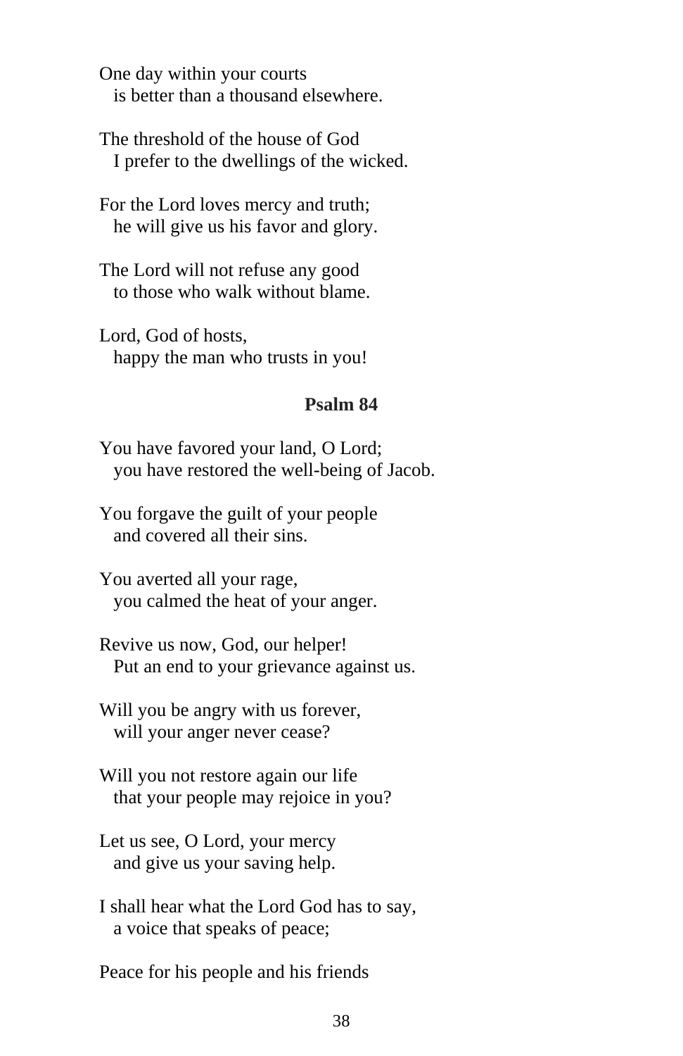One day within your courts
  is better than a thousand elsewhere.

The threshold of the house of God
  I prefer to the dwellings of the wicked.

For the Lord loves mercy and truth;
  he will give us his favor and glory.

The Lord will not refuse any good
  to those who walk without blame.

Lord, God of hosts,
  happy the man who trusts in you!

## Psalm 84

You have favored your land, O Lord;
  you have restored the well-being of Jacob.

You forgave the guilt of your people
  and covered all their sins.

You averted all your rage,
  you calmed the heat of your anger.

Revive us now, God, our helper!
  Put an end to your grievance against us.

Will you be angry with us forever,
  will your anger never cease?

Will you not restore again our life
  that your people may rejoice in you?

Let us see, O Lord, your mercy
  and give us your saving help.

I shall hear what the Lord God has to say,
  a voice that speaks of peace;

Peace for his people and his friends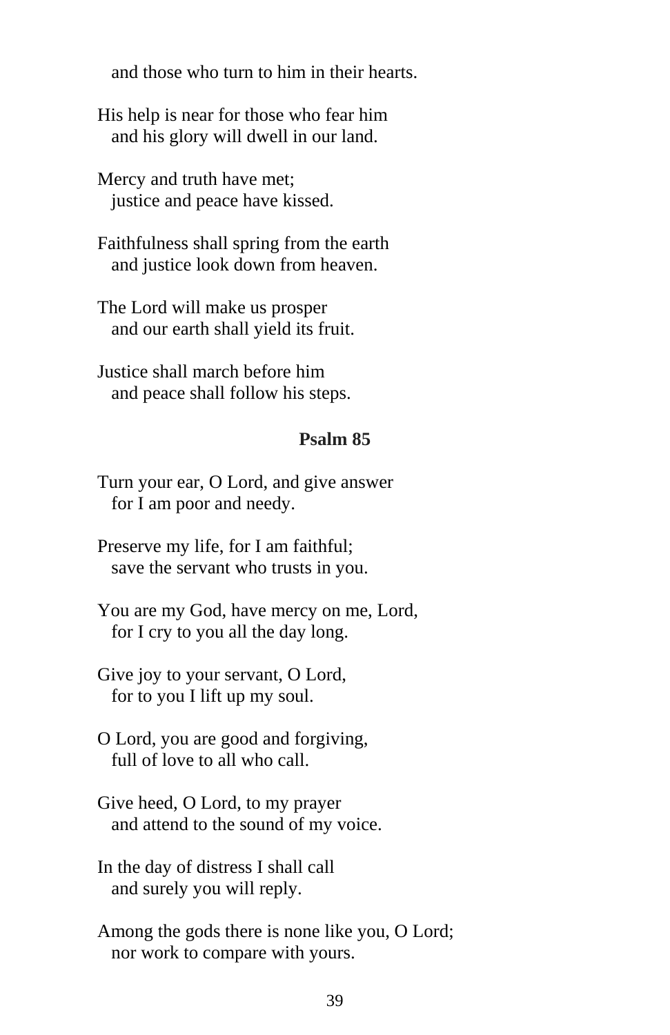and those who turn to him in their hearts.

His help is near for those who fear him
and his glory will dwell in our land.

Mercy and truth have met;
justice and peace have kissed.

Faithfulness shall spring from the earth
and justice look down from heaven.

The Lord will make us prosper
and our earth shall yield its fruit.

Justice shall march before him
and peace shall follow his steps.

## Psalm 85

Turn your ear, O Lord, and give answer
for I am poor and needy.

Preserve my life, for I am faithful;
save the servant who trusts in you.

You are my God, have mercy on me, Lord,
for I cry to you all the day long.

Give joy to your servant, O Lord,
for to you I lift up my soul.

O Lord, you are good and forgiving,
full of love to all who call.

Give heed, O Lord, to my prayer
and attend to the sound of my voice.

In the day of distress I shall call
and surely you will reply.

Among the gods there is none like you, O Lord;
nor work to compare with yours.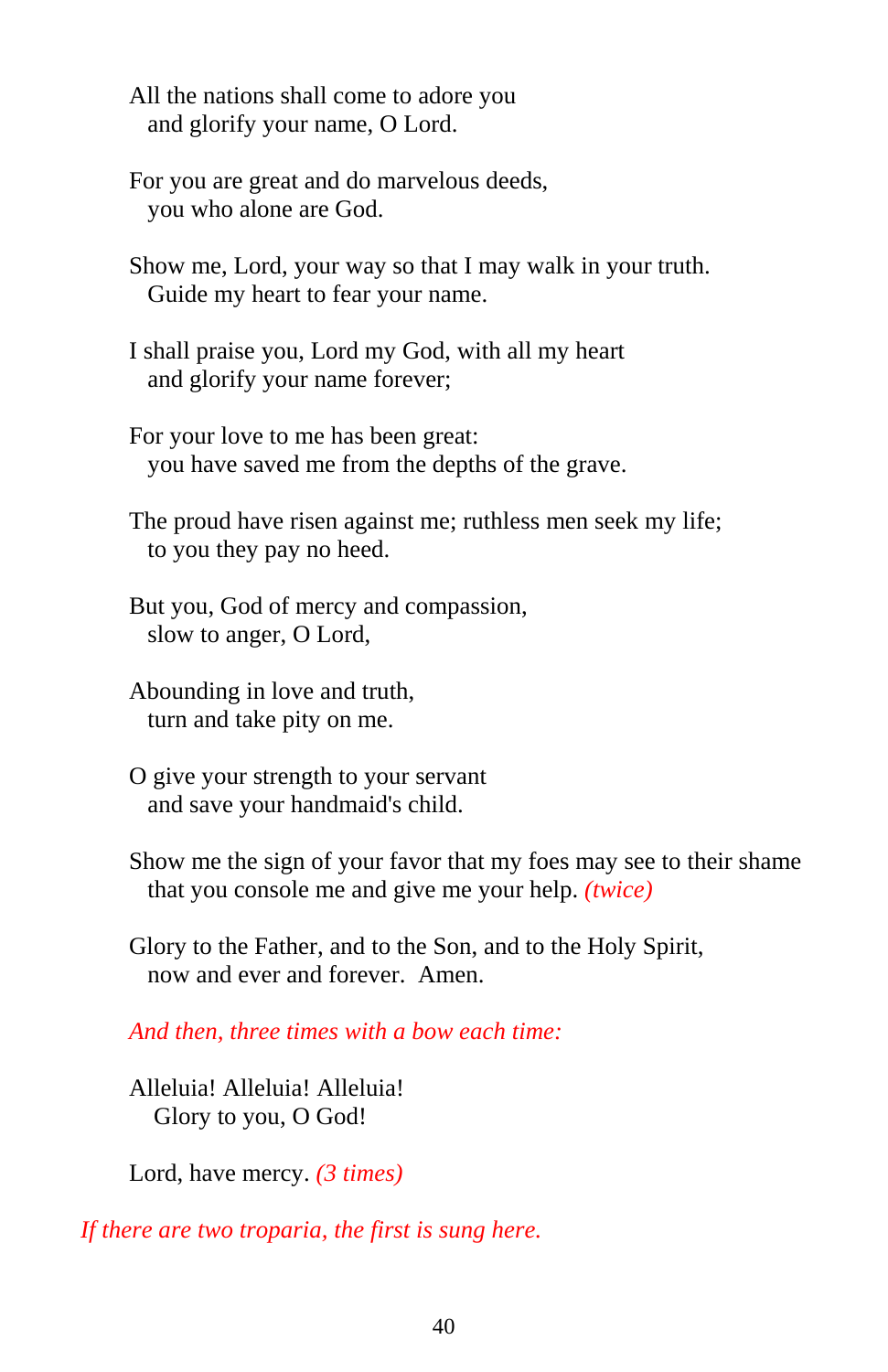All the nations shall come to adore you
  and glorify your name, O Lord.

For you are great and do marvelous deeds,
  you who alone are God.

Show me, Lord, your way so that I may walk in your truth.
  Guide my heart to fear your name.

I shall praise you, Lord my God, with all my heart
  and glorify your name forever;

For your love to me has been great:
  you have saved me from the depths of the grave.

The proud have risen against me; ruthless men seek my life;
  to you they pay no heed.

But you, God of mercy and compassion,
  slow to anger, O Lord,

Abounding in love and truth,
  turn and take pity on me.

O give your strength to your servant
  and save your handmaid's child.

Show me the sign of your favor that my foes may see to their shame
  that you console me and give me your help. *(twice)*

Glory to the Father, and to the Son, and to the Holy Spirit,
  now and ever and forever. Amen.

*And then, three times with a bow each time:*

Alleluia! Alleluia! Alleluia!
  Glory to you, O God!

Lord, have mercy. *(3 times)*

*If there are two troparia, the first is sung here.*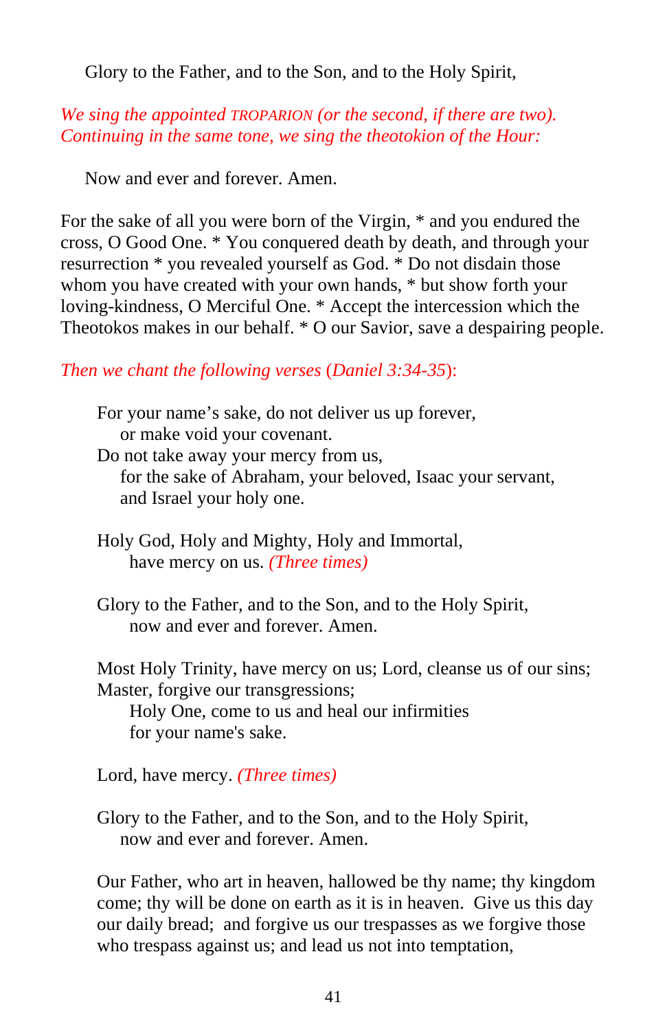Glory to the Father, and to the Son, and to the Holy Spirit,

*We sing the appointed TROPARION (or the second, if there are two). Continuing in the same tone, we sing the theotokion of the Hour:*

Now and ever and forever. Amen.

For the sake of all you were born of the Virgin, * and you endured the cross, O Good One. * You conquered death by death, and through your resurrection * you revealed yourself as God. * Do not disdain those whom you have created with your own hands, * but show forth your loving-kindness, O Merciful One. * Accept the intercession which the Theotokos makes in our behalf. * O our Savior, save a despairing people.

*Then we chant the following verses (Daniel 3:34-35):*

For your name's sake, do not deliver us up forever,
or make void your covenant.
Do not take away your mercy from us,
for the sake of Abraham, your beloved, Isaac your servant,
and Israel your holy one.

Holy God, Holy and Mighty, Holy and Immortal,
have mercy on us. *(Three times)*

Glory to the Father, and to the Son, and to the Holy Spirit,
now and ever and forever. Amen.

Most Holy Trinity, have mercy on us; Lord, cleanse us of our sins;
Master, forgive our transgressions;
Holy One, come to us and heal our infirmities
for your name's sake.

Lord, have mercy. *(Three times)*

Glory to the Father, and to the Son, and to the Holy Spirit,
now and ever and forever. Amen.

Our Father, who art in heaven, hallowed be thy name; thy kingdom come; thy will be done on earth as it is in heaven. Give us this day our daily bread; and forgive us our trespasses as we forgive those who trespass against us; and lead us not into temptation,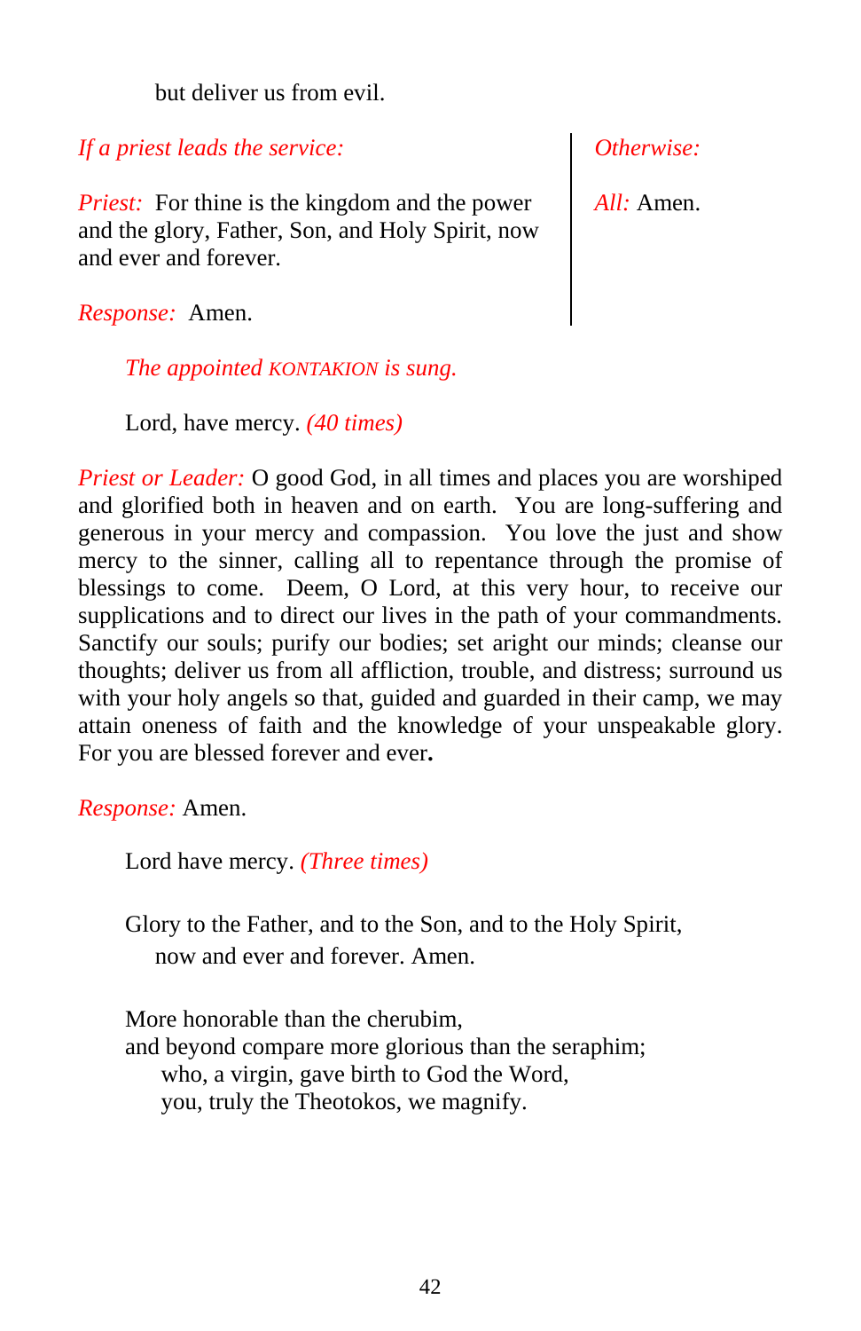but deliver us from evil.

*If a priest leads the service:*

*Priest:* For thine is the kingdom and the power and the glory, Father, Son, and Holy Spirit, now and ever and forever.

*Response:* Amen.

*Otherwise:*

*All:* Amen.

*The appointed* KONTAKION *is sung.*

Lord, have mercy. *(40 times)*

*Priest or Leader:* O good God, in all times and places you are worshiped and glorified both in heaven and on earth. You are long-suffering and generous in your mercy and compassion. You love the just and show mercy to the sinner, calling all to repentance through the promise of blessings to come. Deem, O Lord, at this very hour, to receive our supplications and to direct our lives in the path of your commandments. Sanctify our souls; purify our bodies; set aright our minds; cleanse our thoughts; deliver us from all affliction, trouble, and distress; surround us with your holy angels so that, guided and guarded in their camp, we may attain oneness of faith and the knowledge of your unspeakable glory. For you are blessed forever and ever.

*Response:* Amen.

Lord have mercy. *(Three times)*

Glory to the Father, and to the Son, and to the Holy Spirit,
now and ever and forever. Amen.

More honorable than the cherubim,
and beyond compare more glorious than the seraphim;
who, a virgin, gave birth to God the Word,
you, truly the Theotokos, we magnify.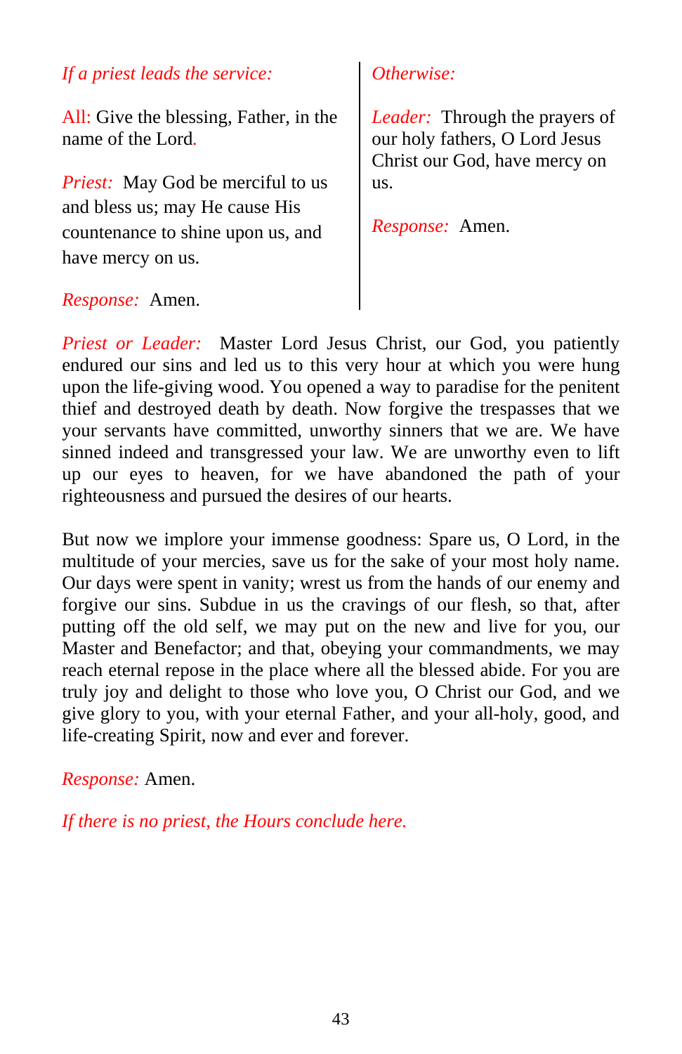*If a priest leads the service:*

All: Give the blessing, Father, in the name of the Lord.

*Priest:* May God be merciful to us and bless us; may He cause His countenance to shine upon us, and have mercy on us.

*Response:* Amen.

*Otherwise:*

*Leader:* Through the prayers of our holy fathers, O Lord Jesus Christ our God, have mercy on us.

*Response:* Amen.

*Priest or Leader:* Master Lord Jesus Christ, our God, you patiently endured our sins and led us to this very hour at which you were hung upon the life-giving wood. You opened a way to paradise for the penitent thief and destroyed death by death. Now forgive the trespasses that we your servants have committed, unworthy sinners that we are. We have sinned indeed and transgressed your law. We are unworthy even to lift up our eyes to heaven, for we have abandoned the path of your righteousness and pursued the desires of our hearts.

But now we implore your immense goodness: Spare us, O Lord, in the multitude of your mercies, save us for the sake of your most holy name. Our days were spent in vanity; wrest us from the hands of our enemy and forgive our sins. Subdue in us the cravings of our flesh, so that, after putting off the old self, we may put on the new and live for you, our Master and Benefactor; and that, obeying your commandments, we may reach eternal repose in the place where all the blessed abide. For you are truly joy and delight to those who love you, O Christ our God, and we give glory to you, with your eternal Father, and your all-holy, good, and life-creating Spirit, now and ever and forever.

*Response:* Amen.

*If there is no priest, the Hours conclude here.*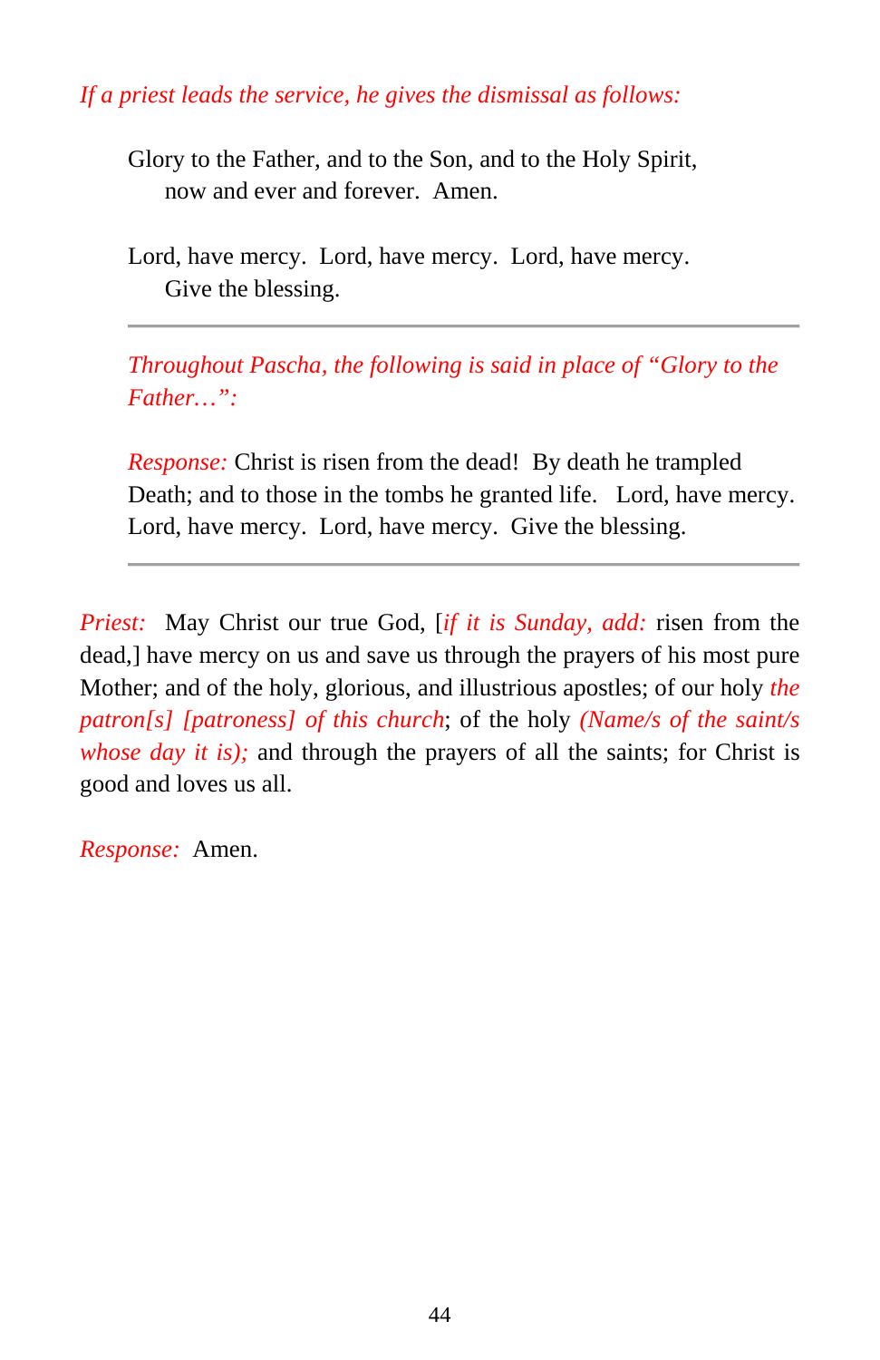*If a priest leads the service, he gives the dismissal as follows:*

> Glory to the Father, and to the Son, and to the Holy Spirit,
> now and ever and forever.  Amen.
>
> Lord, have mercy.  Lord, have mercy.  Lord, have mercy.
> Give the blessing.

---

> *Throughout Pascha, the following is said in place of "Glory to the Father…":*
>
> *Response:* Christ is risen from the dead!  By death he trampled Death; and to those in the tombs he granted life.   Lord, have mercy. Lord, have mercy.  Lord, have mercy.  Give the blessing.

---

*Priest:*  May Christ our true God, [*if it is Sunday, add:* risen from the dead,] have mercy on us and save us through the prayers of his most pure Mother; and of the holy, glorious, and illustrious apostles; of our holy *the patron[s] [patroness] of this church*; of the holy *(Name/s of the saint/s whose day it is);* and through the prayers of all the saints; for Christ is good and loves us all.

*Response:*  Amen.